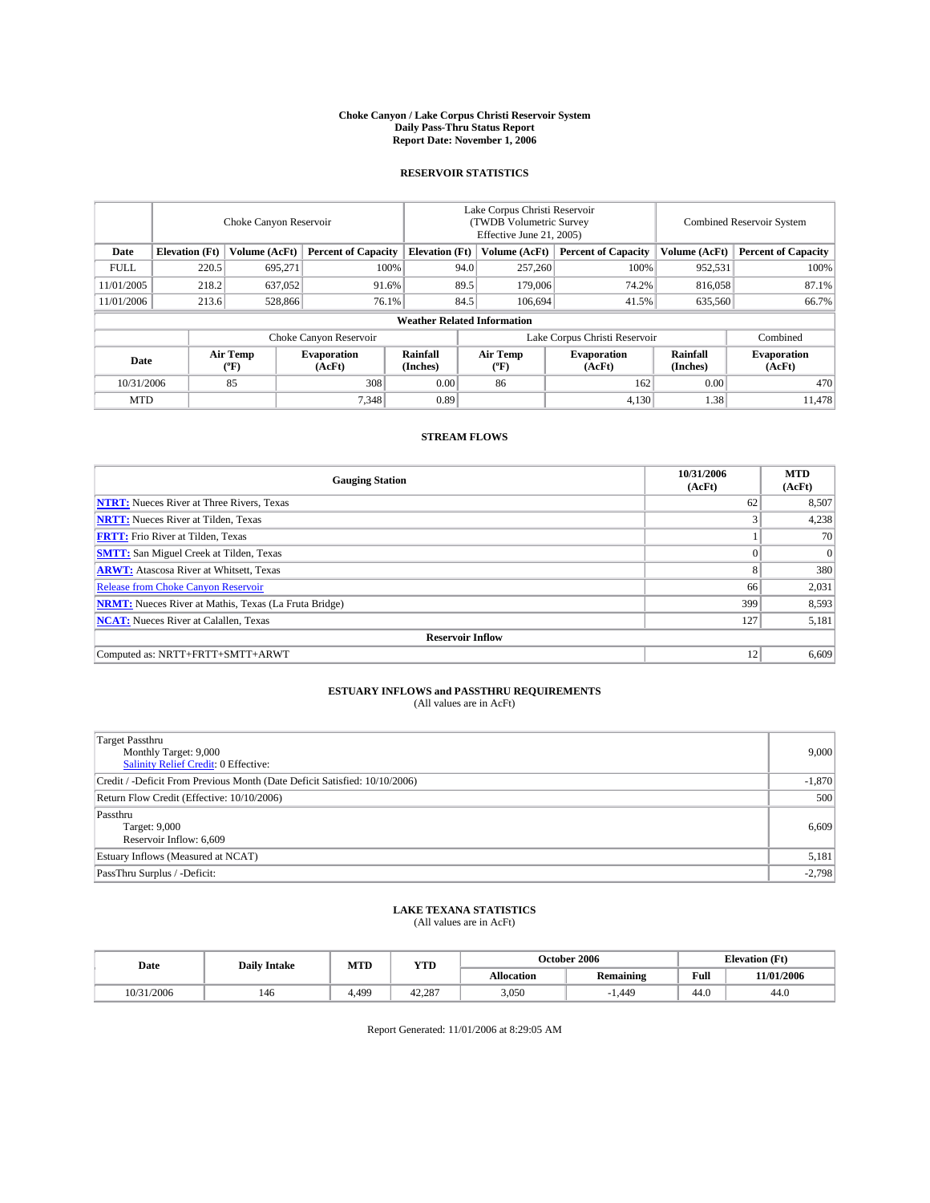**Choke Canyon / Lake Corpus Christi Reservoir System**
**Daily Pass-Thru Status Report**
**Report Date: November 1, 2006**

## RESERVOIR STATISTICS

| | Choke Canyon Reservoir | | | Lake Corpus Christi Reservoir (TWDB Volumetric Survey Effective June 21, 2005) | | | Combined Reservoir System | |
|---|---|---|---|---|---|---|---|---|
| **Date** | **Elevation (Ft)** | **Volume (AcFt)** | **Percent of Capacity** | **Elevation (Ft)** | **Volume (AcFt)** | **Percent of Capacity** | **Volume (AcFt)** | **Percent of Capacity** |
| FULL | 220.5 | 695,271 | 100% | 94.0 | 257,260 | 100% | 952,531 | 100% |
| 11/01/2005 | 218.2 | 637,052 | 91.6% | 89.5 | 179,006 | 74.2% | 816,058 | 87.1% |
| 11/01/2006 | 213.6 | 528,866 | 76.1% | 84.5 | 106,694 | 41.5% | 635,560 | 66.7% |

**Weather Related Information**

| | Choke Canyon Reservoir | | | Lake Corpus Christi Reservoir | | | Combined |
|---|---|---|---|---|---|---|---|
| **Date** | **Air Temp (°F)** | **Evaporation (AcFt)** | **Rainfall (Inches)** | **Air Temp (°F)** | **Evaporation (AcFt)** | **Rainfall (Inches)** | **Evaporation (AcFt)** |
| 10/31/2006 | 85 | 308 | 0.00 | 86 | 162 | 0.00 | 470 |
| MTD | | 7,348 | 0.89 | | 4,130 | 1.38 | 11,478 |

## STREAM FLOWS

| Gauging Station | 10/31/2006 (AcFt) | MTD (AcFt) |
|---|---|---|
| **NTRT:** Nueces River at Three Rivers, Texas | 62 | 8,507 |
| **NRTT:** Nueces River at Tilden, Texas | 3 | 4,238 |
| **FRTT:** Frio River at Tilden, Texas | 1 | 70 |
| **SMTT:** San Miguel Creek at Tilden, Texas | 0 | 0 |
| **ARWT:** Atascosa River at Whitsett, Texas | 8 | 380 |
| Release from Choke Canyon Reservoir | 66 | 2,031 |
| **NRMT:** Nueces River at Mathis, Texas (La Fruta Bridge) | 399 | 8,593 |
| **NCAT:** Nueces River at Calallen, Texas | 127 | 5,181 |
| **Reservoir Inflow** | | |
| Computed as: NRTT+FRTT+SMTT+ARWT | 12 | 6,609 |

## ESTUARY INFLOWS and PASSTHRU REQUIREMENTS
(All values are in AcFt)

| | |
|---|---|
| Target Passthru<br>Monthly Target: 9,000<br>Salinity Relief Credit: 0 Effective: | 9,000 |
| Credit / -Deficit From Previous Month (Date Deficit Satisfied: 10/10/2006) | -1,870 |
| Return Flow Credit (Effective: 10/10/2006) | 500 |
| Passthru<br>Target: 9,000<br>Reservoir Inflow: 6,609 | 6,609 |
| Estuary Inflows (Measured at NCAT) | 5,181 |
| PassThru Surplus / -Deficit: | -2,798 |

## LAKE TEXANA STATISTICS
(All values are in AcFt)

| Date | Daily Intake | MTD | YTD | October 2006 | | Elevation (Ft) | |
|---|---|---|---|---|---|---|---|
| | | | | **Allocation** | **Remaining** | **Full** | **11/01/2006** |
| 10/31/2006 | 146 | 4,499 | 42,287 | 3,050 | -1,449 | 44.0 | 44.0 |

Report Generated: 11/01/2006 at 8:29:05 AM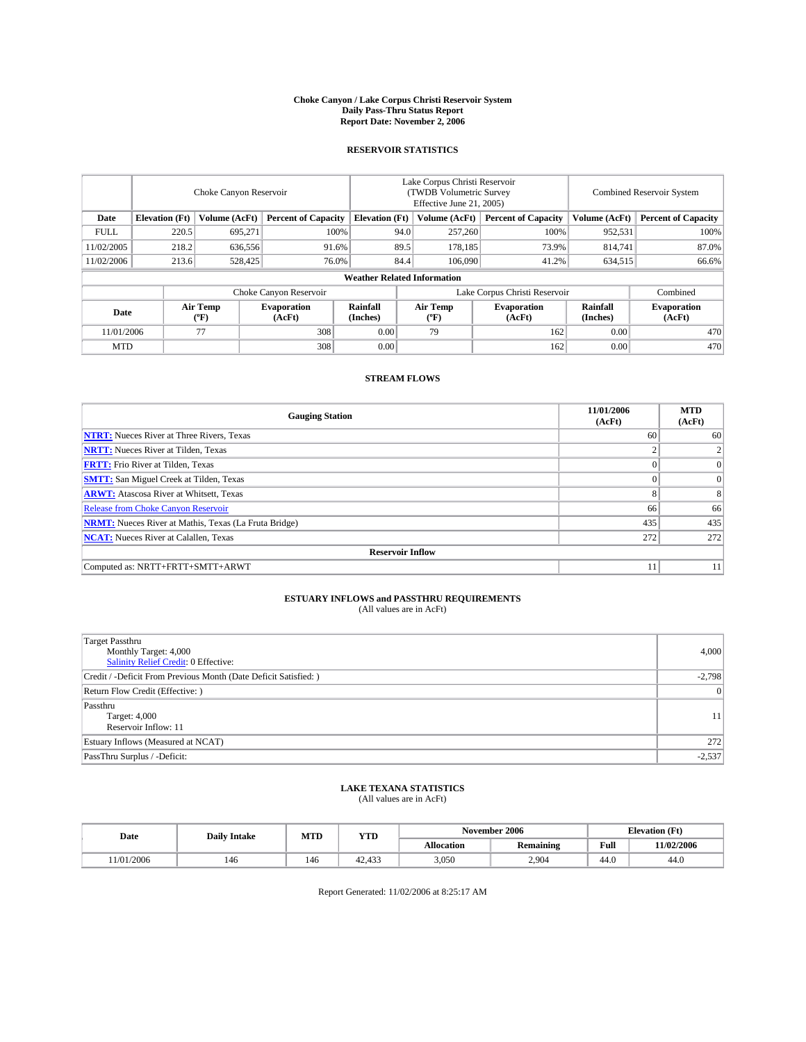# Choke Canyon / Lake Corpus Christi Reservoir System
## Daily Pass-Thru Status Report
### Report Date: November 2, 2006

## RESERVOIR STATISTICS

| | Choke Canyon Reservoir | | | Lake Corpus Christi Reservoir (TWDB Volumetric Survey Effective June 21, 2005) | | | Combined Reservoir System | |
|---|---|---|---|---|---|---|---|---|
| Date | Elevation (Ft) | Volume (AcFt) | Percent of Capacity | Elevation (Ft) | Volume (AcFt) | Percent of Capacity | Volume (AcFt) | Percent of Capacity |
| FULL | 220.5 | 695,271 | 100% | 94.0 | 257,260 | 100% | 952,531 | 100% |
| 11/02/2005 | 218.2 | 636,556 | 91.6% | 89.5 | 178,185 | 73.9% | 814,741 | 87.0% |
| 11/02/2006 | 213.6 | 528,425 | 76.0% | 84.4 | 106,090 | 41.2% | 634,515 | 66.6% |

**Weather Related Information**

| | Choke Canyon Reservoir | | | Lake Corpus Christi Reservoir | | | Combined |
|---|---|---|---|---|---|---|---|
| Date | Air Temp (ºF) | Evaporation (AcFt) | Rainfall (Inches) | Air Temp (ºF) | Evaporation (AcFt) | Rainfall (Inches) | Evaporation (AcFt) |
| 11/01/2006 | 77 | 308 | 0.00 | 79 | 162 | 0.00 | 470 |
| MTD | | 308 | 0.00 | | 162 | 0.00 | 470 |

## STREAM FLOWS

| Gauging Station | 11/01/2006 (AcFt) | MTD (AcFt) |
|---|---|---|
| **NTRT:** Nueces River at Three Rivers, Texas | 60 | 60 |
| **NRTT:** Nueces River at Tilden, Texas | 2 | 2 |
| **FRTT:** Frio River at Tilden, Texas | 0 | 0 |
| **SMTT:** San Miguel Creek at Tilden, Texas | 0 | 0 |
| **ARWT:** Atascosa River at Whitsett, Texas | 8 | 8 |
| Release from Choke Canyon Reservoir | 66 | 66 |
| **NRMT:** Nueces River at Mathis, Texas (La Fruta Bridge) | 435 | 435 |
| **NCAT:** Nueces River at Calallen, Texas | 272 | 272 |
| **Reservoir Inflow** | | |
| Computed as: NRTT+FRTT+SMTT+ARWT | 11 | 11 |

## ESTUARY INFLOWS and PASSTHRU REQUIREMENTS
(All values are in AcFt)

| | |
|---|---|
| Target Passthru<br>Monthly Target: 4,000<br>Salinity Relief Credit: 0 Effective: | 4,000 |
| Credit / -Deficit From Previous Month (Date Deficit Satisfied: ) | -2,798 |
| Return Flow Credit (Effective: ) | 0 |
| Passthru<br>Target: 4,000<br>Reservoir Inflow: 11 | 11 |
| Estuary Inflows (Measured at NCAT) | 272 |
| PassThru Surplus / -Deficit: | -2,537 |

## LAKE TEXANA STATISTICS
(All values are in AcFt)

| Date | Daily Intake | MTD | YTD | November 2006 | | Elevation (Ft) | |
|---|---|---|---|---|---|---|---|
| | | | | Allocation | Remaining | Full | 11/02/2006 |
| 11/01/2006 | 146 | 146 | 42,433 | 3,050 | 2,904 | 44.0 | 44.0 |

Report Generated: 11/02/2006 at 8:25:17 AM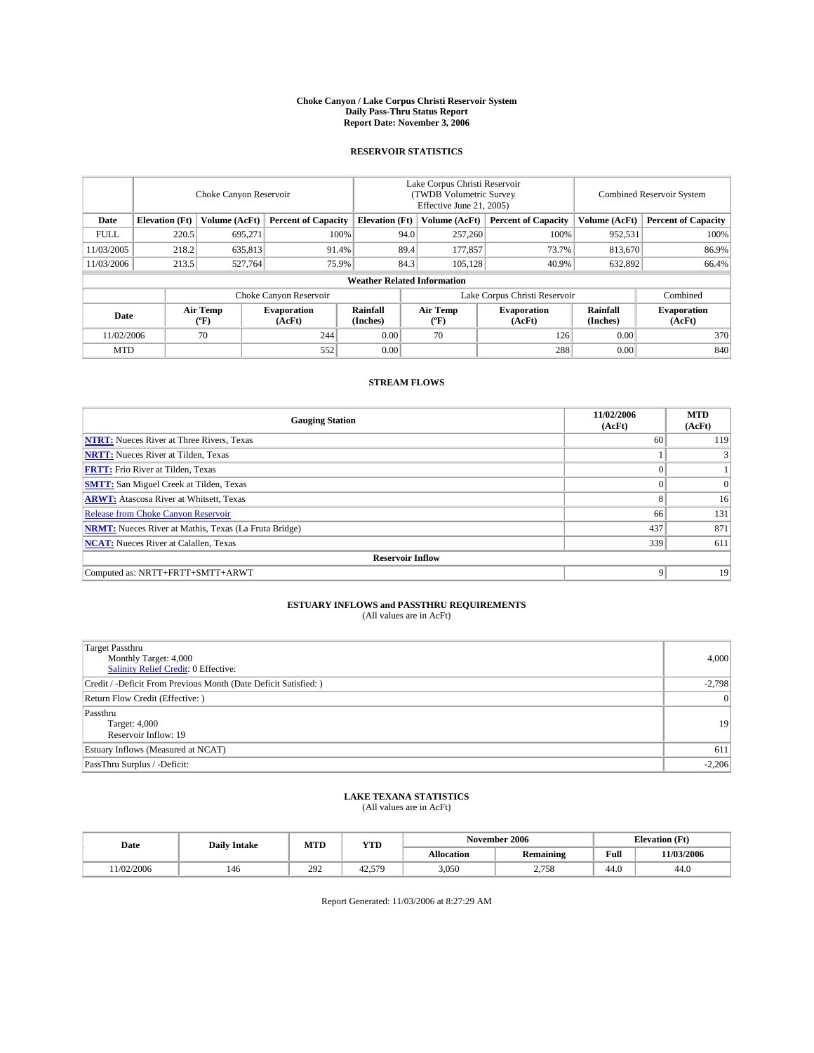# Choke Canyon / Lake Corpus Christi Reservoir System
## Daily Pass-Thru Status Report
## Report Date: November 3, 2006

### RESERVOIR STATISTICS

| | Choke Canyon Reservoir | | | Lake Corpus Christi Reservoir (TWDB Volumetric Survey Effective June 21, 2005) | | | Combined Reservoir System | |
|---|---|---|---|---|---|---|---|---|
| **Date** | **Elevation (Ft)** | **Volume (AcFt)** | **Percent of Capacity** | **Elevation (Ft)** | **Volume (AcFt)** | **Percent of Capacity** | **Volume (AcFt)** | **Percent of Capacity** |
| FULL | 220.5 | 695,271 | 100% | 94.0 | 257,260 | 100% | 952,531 | 100% |
| 11/03/2005 | 218.2 | 635,813 | 91.4% | 89.4 | 177,857 | 73.7% | 813,670 | 86.9% |
| 11/03/2006 | 213.5 | 527,764 | 75.9% | 84.3 | 105,128 | 40.9% | 632,892 | 66.4% |

**Weather Related Information**

| | Choke Canyon Reservoir | | | Lake Corpus Christi Reservoir | | | Combined |
|---|---|---|---|---|---|---|---|
| **Date** | **Air Temp (ºF)** | **Evaporation (AcFt)** | **Rainfall (Inches)** | **Air Temp (ºF)** | **Evaporation (AcFt)** | **Rainfall (Inches)** | **Evaporation (AcFt)** |
| 11/02/2006 | 70 | 244 | 0.00 | 70 | 126 | 0.00 | 370 |
| MTD | | 552 | 0.00 | | 288 | 0.00 | 840 |

### STREAM FLOWS

| Gauging Station | 11/02/2006 (AcFt) | MTD (AcFt) |
|---|---|---|
| **NTRT:** Nueces River at Three Rivers, Texas | 60 | 119 |
| **NRTT:** Nueces River at Tilden, Texas | 1 | 3 |
| **FRTT:** Frio River at Tilden, Texas | 0 | 1 |
| **SMTT:** San Miguel Creek at Tilden, Texas | 0 | 0 |
| **ARWT:** Atascosa River at Whitsett, Texas | 8 | 16 |
| Release from Choke Canyon Reservoir | 66 | 131 |
| **NRMT:** Nueces River at Mathis, Texas (La Fruta Bridge) | 437 | 871 |
| **NCAT:** Nueces River at Calallen, Texas | 339 | 611 |
| **Reservoir Inflow** | | |
| Computed as: NRTT+FRTT+SMTT+ARWT | 9 | 19 |

### ESTUARY INFLOWS and PASSTHRU REQUIREMENTS
(All values are in AcFt)

| | |
|---|---|
| Target Passthru<br>Monthly Target: 4,000<br>Salinity Relief Credit: 0 Effective: | 4,000 |
| Credit / -Deficit From Previous Month (Date Deficit Satisfied: ) | -2,798 |
| Return Flow Credit (Effective: ) | 0 |
| Passthru<br>Target: 4,000<br>Reservoir Inflow: 19 | 19 |
| Estuary Inflows (Measured at NCAT) | 611 |
| PassThru Surplus / -Deficit: | -2,206 |

### LAKE TEXANA STATISTICS
(All values are in AcFt)

| Date | Daily Intake | MTD | YTD | November 2006 | | Elevation (Ft) | |
|---|---|---|---|---|---|---|---|
| | | | | **Allocation** | **Remaining** | **Full** | **11/03/2006** |
| 11/02/2006 | 146 | 292 | 42,579 | 3,050 | 2,758 | 44.0 | 44.0 |

Report Generated: 11/03/2006 at 8:27:29 AM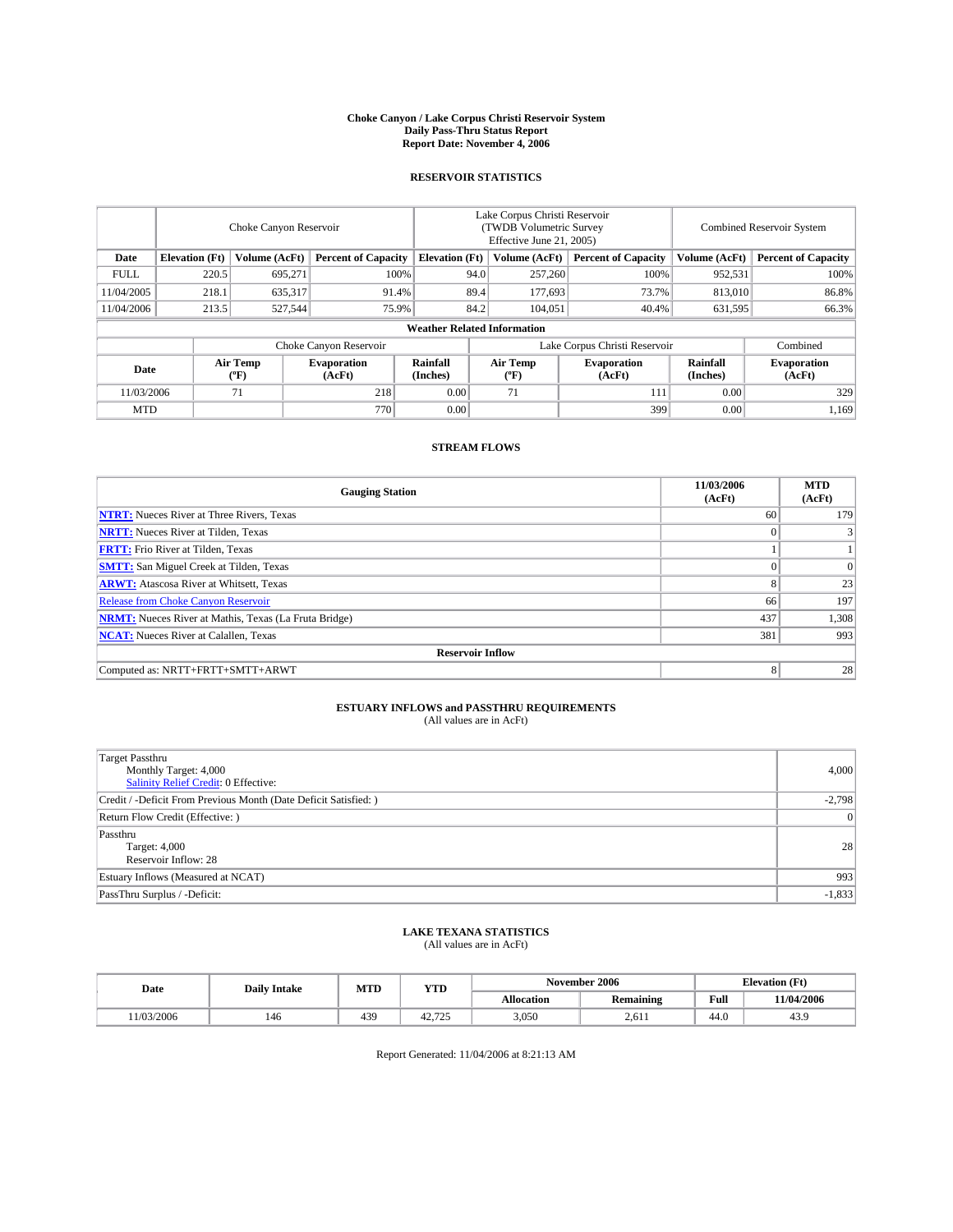# Choke Canyon / Lake Corpus Christi Reservoir System
## Daily Pass-Thru Status Report
## Report Date: November 4, 2006

### RESERVOIR STATISTICS

| | Choke Canyon Reservoir | | | Lake Corpus Christi Reservoir (TWDB Volumetric Survey Effective June 21, 2005) | | | Combined Reservoir System | |
|---|---|---|---|---|---|---|---|---|
| Date | Elevation (Ft) | Volume (AcFt) | Percent of Capacity | Elevation (Ft) | Volume (AcFt) | Percent of Capacity | Volume (AcFt) | Percent of Capacity |
| FULL | 220.5 | 695,271 | 100% | 94.0 | 257,260 | 100% | 952,531 | 100% |
| 11/04/2005 | 218.1 | 635,317 | 91.4% | 89.4 | 177,693 | 73.7% | 813,010 | 86.8% |
| 11/04/2006 | 213.5 | 527,544 | 75.9% | 84.2 | 104,051 | 40.4% | 631,595 | 66.3% |

**Weather Related Information**

| | Choke Canyon Reservoir | | | Lake Corpus Christi Reservoir | | | Combined |
|---|---|---|---|---|---|---|---|
| Date | Air Temp (ºF) | Evaporation (AcFt) | Rainfall (Inches) | Air Temp (ºF) | Evaporation (AcFt) | Rainfall (Inches) | Evaporation (AcFt) |
| 11/03/2006 | 71 | 218 | 0.00 | 71 | 111 | 0.00 | 329 |
| MTD | | 770 | 0.00 | | 399 | 0.00 | 1,169 |

### STREAM FLOWS

| Gauging Station | 11/03/2006 (AcFt) | MTD (AcFt) |
|---|---|---|
| **NTRT:** Nueces River at Three Rivers, Texas | 60 | 179 |
| **NRTT:** Nueces River at Tilden, Texas | 0 | 3 |
| **FRTT:** Frio River at Tilden, Texas | 1 | 1 |
| **SMTT:** San Miguel Creek at Tilden, Texas | 0 | 0 |
| **ARWT:** Atascosa River at Whitsett, Texas | 8 | 23 |
| Release from Choke Canyon Reservoir | 66 | 197 |
| **NRMT:** Nueces River at Mathis, Texas (La Fruta Bridge) | 437 | 1,308 |
| **NCAT:** Nueces River at Calallen, Texas | 381 | 993 |
| **Reservoir Inflow** | | |
| Computed as: NRTT+FRTT+SMTT+ARWT | 8 | 28 |

### ESTUARY INFLOWS and PASSTHRU REQUIREMENTS
(All values are in AcFt)

| | |
|---|---|
| Target Passthru<br>Monthly Target: 4,000<br>Salinity Relief Credit: 0 Effective: | 4,000 |
| Credit / -Deficit From Previous Month (Date Deficit Satisfied: ) | -2,798 |
| Return Flow Credit (Effective: ) | 0 |
| Passthru<br>Target: 4,000<br>Reservoir Inflow: 28 | 28 |
| Estuary Inflows (Measured at NCAT) | 993 |
| PassThru Surplus / -Deficit: | -1,833 |

### LAKE TEXANA STATISTICS
(All values are in AcFt)

| Date | Daily Intake | MTD | YTD | November 2006 | | Elevation (Ft) | |
|---|---|---|---|---|---|---|---|
| | | | | Allocation | Remaining | Full | 11/04/2006 |
| 11/03/2006 | 146 | 439 | 42,725 | 3,050 | 2,611 | 44.0 | 43.9 |

Report Generated: 11/04/2006 at 8:21:13 AM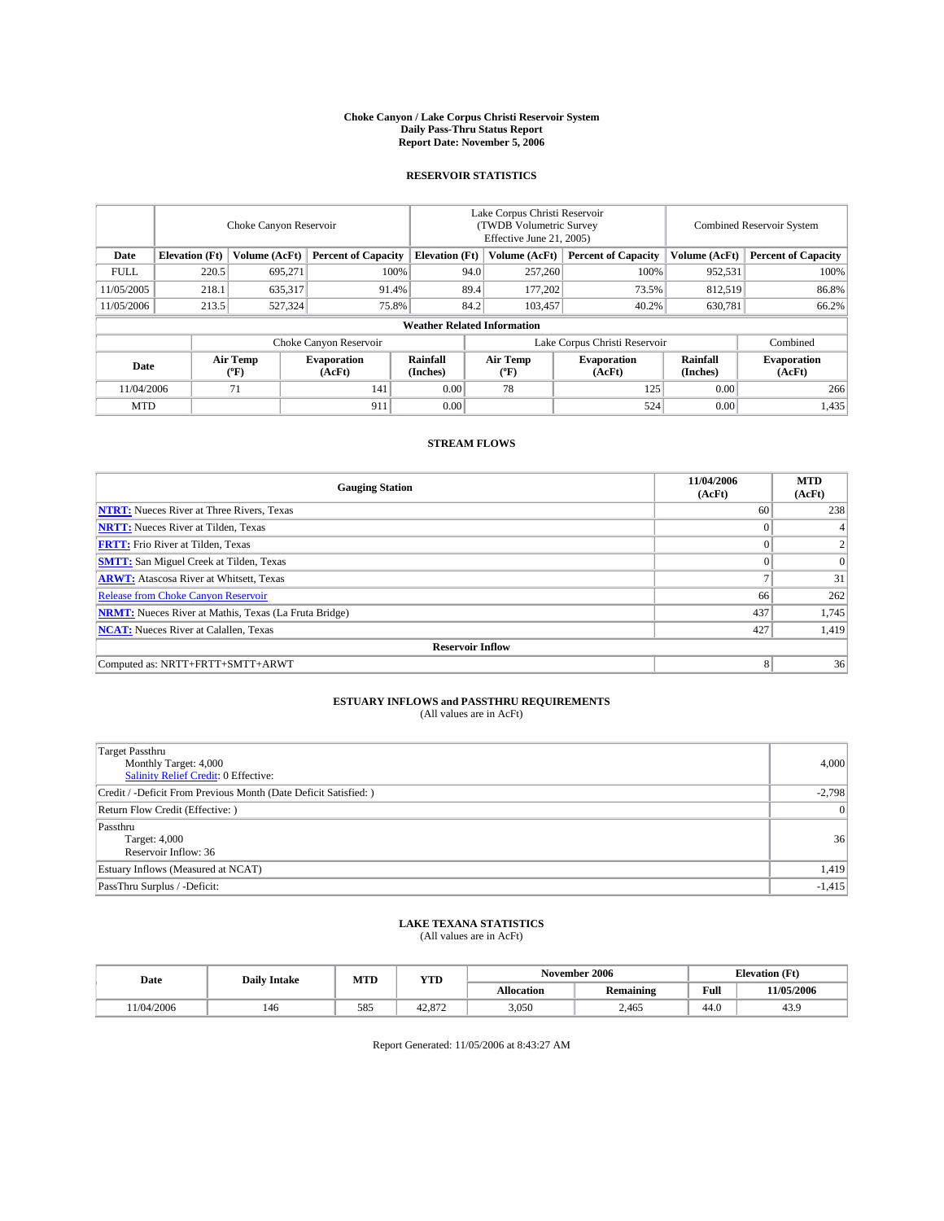# Choke Canyon / Lake Corpus Christi Reservoir System
## Daily Pass-Thru Status Report
### Report Date: November 5, 2006

## RESERVOIR STATISTICS

| | Choke Canyon Reservoir | | | Lake Corpus Christi Reservoir (TWDB Volumetric Survey Effective June 21, 2005) | | | Combined Reservoir System | |
|---|---|---|---|---|---|---|---|---|
| Date | Elevation (Ft) | Volume (AcFt) | Percent of Capacity | Elevation (Ft) | Volume (AcFt) | Percent of Capacity | Volume (AcFt) | Percent of Capacity |
| FULL | 220.5 | 695,271 | 100% | 94.0 | 257,260 | 100% | 952,531 | 100% |
| 11/05/2005 | 218.1 | 635,317 | 91.4% | 89.4 | 177,202 | 73.5% | 812,519 | 86.8% |
| 11/05/2006 | 213.5 | 527,324 | 75.8% | 84.2 | 103,457 | 40.2% | 630,781 | 66.2% |

**Weather Related Information**

| | Choke Canyon Reservoir | | | Lake Corpus Christi Reservoir | | | Combined |
|---|---|---|---|---|---|---|---|
| Date | Air Temp (ºF) | Evaporation (AcFt) | Rainfall (Inches) | Air Temp (ºF) | Evaporation (AcFt) | Rainfall (Inches) | Evaporation (AcFt) |
| 11/04/2006 | 71 | 141 | 0.00 | 78 | 125 | 0.00 | 266 |
| MTD | | 911 | 0.00 | | 524 | 0.00 | 1,435 |

## STREAM FLOWS

| Gauging Station | 11/04/2006 (AcFt) | MTD (AcFt) |
|---|---|---|
| **NTRT:** Nueces River at Three Rivers, Texas | 60 | 238 |
| **NRTT:** Nueces River at Tilden, Texas | 0 | 4 |
| **FRTT:** Frio River at Tilden, Texas | 0 | 2 |
| **SMTT:** San Miguel Creek at Tilden, Texas | 0 | 0 |
| **ARWT:** Atascosa River at Whitsett, Texas | 7 | 31 |
| Release from Choke Canyon Reservoir | 66 | 262 |
| **NRMT:** Nueces River at Mathis, Texas (La Fruta Bridge) | 437 | 1,745 |
| **NCAT:** Nueces River at Calallen, Texas | 427 | 1,419 |
| **Reservoir Inflow** | | |
| Computed as: NRTT+FRTT+SMTT+ARWT | 8 | 36 |

## ESTUARY INFLOWS and PASSTHRU REQUIREMENTS
(All values are in AcFt)

| | |
|---|---|
| Target Passthru<br>Monthly Target: 4,000<br>Salinity Relief Credit: 0 Effective: | 4,000 |
| Credit / -Deficit From Previous Month (Date Deficit Satisfied: ) | -2,798 |
| Return Flow Credit (Effective: ) | 0 |
| Passthru<br>Target: 4,000<br>Reservoir Inflow: 36 | 36 |
| Estuary Inflows (Measured at NCAT) | 1,419 |
| PassThru Surplus / -Deficit: | -1,415 |

## LAKE TEXANA STATISTICS
(All values are in AcFt)

| Date | Daily Intake | MTD | YTD | November 2006 | | Elevation (Ft) | |
|---|---|---|---|---|---|---|---|
| | | | | Allocation | Remaining | Full | 11/05/2006 |
| 11/04/2006 | 146 | 585 | 42,872 | 3,050 | 2,465 | 44.0 | 43.9 |

Report Generated: 11/05/2006 at 8:43:27 AM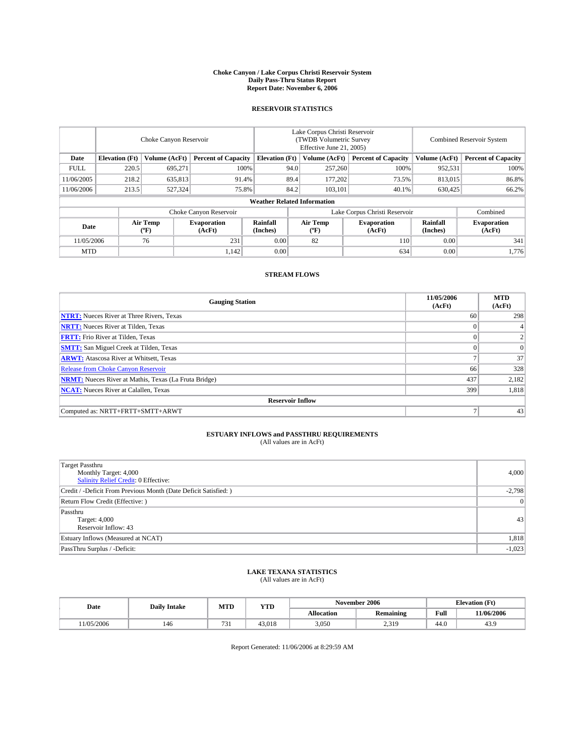# Choke Canyon / Lake Corpus Christi Reservoir System
## Daily Pass-Thru Status Report
## Report Date: November 6, 2006

### RESERVOIR STATISTICS

| | Choke Canyon Reservoir | | | Lake Corpus Christi Reservoir (TWDB Volumetric Survey Effective June 21, 2005) | | | Combined Reservoir System | |
|---|---|---|---|---|---|---|---|---|
| Date | Elevation (Ft) | Volume (AcFt) | Percent of Capacity | Elevation (Ft) | Volume (AcFt) | Percent of Capacity | Volume (AcFt) | Percent of Capacity |
| FULL | 220.5 | 695,271 | 100% | 94.0 | 257,260 | 100% | 952,531 | 100% |
| 11/06/2005 | 218.2 | 635,813 | 91.4% | 89.4 | 177,202 | 73.5% | 813,015 | 86.8% |
| 11/06/2006 | 213.5 | 527,324 | 75.8% | 84.2 | 103,101 | 40.1% | 630,425 | 66.2% |

**Weather Related Information**

| | Choke Canyon Reservoir | | | Lake Corpus Christi Reservoir | | | Combined |
|---|---|---|---|---|---|---|---|
| Date | Air Temp (ºF) | Evaporation (AcFt) | Rainfall (Inches) | Air Temp (ºF) | Evaporation (AcFt) | Rainfall (Inches) | Evaporation (AcFt) |
| 11/05/2006 | 76 | 231 | 0.00 | 82 | 110 | 0.00 | 341 |
| MTD | | 1,142 | 0.00 | | 634 | 0.00 | 1,776 |

### STREAM FLOWS

| Gauging Station | 11/05/2006 (AcFt) | MTD (AcFt) |
|---|---|---|
| **NTRT:** Nueces River at Three Rivers, Texas | 60 | 298 |
| **NRTT:** Nueces River at Tilden, Texas | 0 | 4 |
| **FRTT:** Frio River at Tilden, Texas | 0 | 2 |
| **SMTT:** San Miguel Creek at Tilden, Texas | 0 | 0 |
| **ARWT:** Atascosa River at Whitsett, Texas | 7 | 37 |
| Release from Choke Canyon Reservoir | 66 | 328 |
| **NRMT:** Nueces River at Mathis, Texas (La Fruta Bridge) | 437 | 2,182 |
| **NCAT:** Nueces River at Calallen, Texas | 399 | 1,818 |
| **Reservoir Inflow** | | |
| Computed as: NRTT+FRTT+SMTT+ARWT | 7 | 43 |

### ESTUARY INFLOWS and PASSTHRU REQUIREMENTS
(All values are in AcFt)

| | |
|---|---|
| Target Passthru<br>Monthly Target: 4,000<br>Salinity Relief Credit: 0 Effective: | 4,000 |
| Credit / -Deficit From Previous Month (Date Deficit Satisfied: ) | -2,798 |
| Return Flow Credit (Effective: ) | 0 |
| Passthru<br>Target: 4,000<br>Reservoir Inflow: 43 | 43 |
| Estuary Inflows (Measured at NCAT) | 1,818 |
| PassThru Surplus / -Deficit: | -1,023 |

### LAKE TEXANA STATISTICS
(All values are in AcFt)

| Date | Daily Intake | MTD | YTD | November 2006 | | Elevation (Ft) | |
|---|---|---|---|---|---|---|---|
| | | | | Allocation | Remaining | Full | 11/06/2006 |
| 11/05/2006 | 146 | 731 | 43,018 | 3,050 | 2,319 | 44.0 | 43.9 |

Report Generated: 11/06/2006 at 8:29:59 AM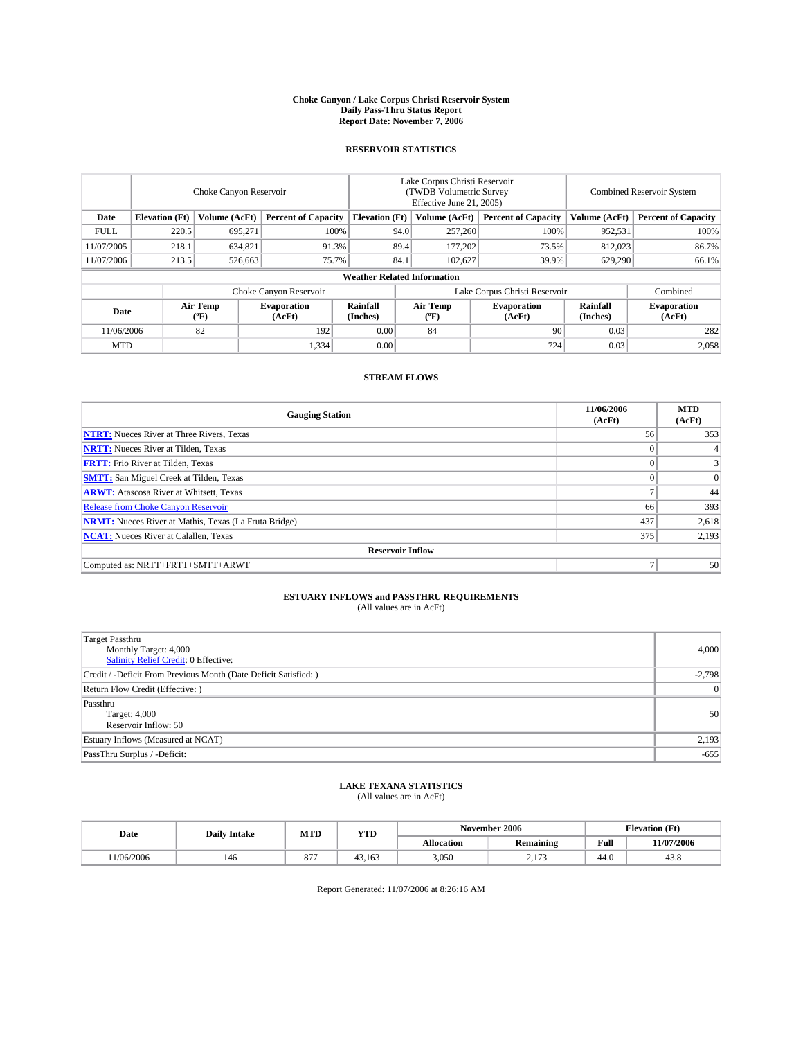# Choke Canyon / Lake Corpus Christi Reservoir System
## Daily Pass-Thru Status Report
## Report Date: November 7, 2006

### RESERVOIR STATISTICS

| | Choke Canyon Reservoir | | | Lake Corpus Christi Reservoir (TWDB Volumetric Survey Effective June 21, 2005) | | | Combined Reservoir System | |
|---|---|---|---|---|---|---|---|---|
| Date | Elevation (Ft) | Volume (AcFt) | Percent of Capacity | Elevation (Ft) | Volume (AcFt) | Percent of Capacity | Volume (AcFt) | Percent of Capacity |
| FULL | 220.5 | 695,271 | 100% | 94.0 | 257,260 | 100% | 952,531 | 100% |
| 11/07/2005 | 218.1 | 634,821 | 91.3% | 89.4 | 177,202 | 73.5% | 812,023 | 86.7% |
| 11/07/2006 | 213.5 | 526,663 | 75.7% | 84.1 | 102,627 | 39.9% | 629,290 | 66.1% |

**Weather Related Information**

| | Choke Canyon Reservoir | | | Lake Corpus Christi Reservoir | | | Combined |
|---|---|---|---|---|---|---|---|
| Date | Air Temp (ºF) | Evaporation (AcFt) | Rainfall (Inches) | Air Temp (ºF) | Evaporation (AcFt) | Rainfall (Inches) | Evaporation (AcFt) |
| 11/06/2006 | 82 | 192 | 0.00 | 84 | 90 | 0.03 | 282 |
| MTD | | 1,334 | 0.00 | | 724 | 0.03 | 2,058 |

### STREAM FLOWS

| Gauging Station | 11/06/2006 (AcFt) | MTD (AcFt) |
|---|---|---|
| NTRT: Nueces River at Three Rivers, Texas | 56 | 353 |
| NRTT: Nueces River at Tilden, Texas | 0 | 4 |
| FRTT: Frio River at Tilden, Texas | 0 | 3 |
| SMTT: San Miguel Creek at Tilden, Texas | 0 | 0 |
| ARWT: Atascosa River at Whitsett, Texas | 7 | 44 |
| Release from Choke Canyon Reservoir | 66 | 393 |
| NRMT: Nueces River at Mathis, Texas (La Fruta Bridge) | 437 | 2,618 |
| NCAT: Nueces River at Calallen, Texas | 375 | 2,193 |
| **Reservoir Inflow** | | |
| Computed as: NRTT+FRTT+SMTT+ARWT | 7 | 50 |

### ESTUARY INFLOWS and PASSTHRU REQUIREMENTS
(All values are in AcFt)

| | |
|---|---|
| Target Passthru<br>Monthly Target: 4,000<br>Salinity Relief Credit: 0 Effective: | 4,000 |
| Credit / -Deficit From Previous Month (Date Deficit Satisfied: ) | -2,798 |
| Return Flow Credit (Effective: ) | 0 |
| Passthru<br>Target: 4,000<br>Reservoir Inflow: 50 | 50 |
| Estuary Inflows (Measured at NCAT) | 2,193 |
| PassThru Surplus / -Deficit: | -655 |

### LAKE TEXANA STATISTICS
(All values are in AcFt)

| Date | Daily Intake | MTD | YTD | November 2006 | | Elevation (Ft) | |
|---|---|---|---|---|---|---|---|
| | | | | Allocation | Remaining | Full | 11/07/2006 |
| 11/06/2006 | 146 | 877 | 43,163 | 3,050 | 2,173 | 44.0 | 43.8 |

Report Generated: 11/07/2006 at 8:26:16 AM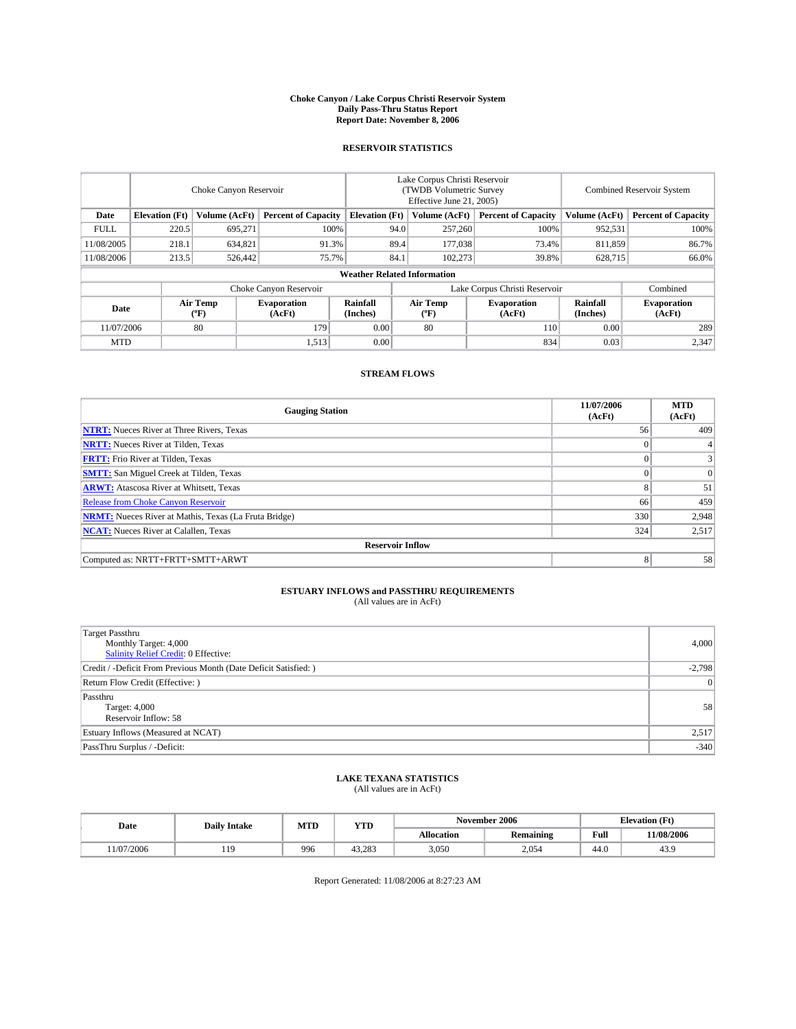# Choke Canyon / Lake Corpus Christi Reservoir System
## Daily Pass-Thru Status Report
### Report Date: November 8, 2006

## RESERVOIR STATISTICS

| | Choke Canyon Reservoir | | | Lake Corpus Christi Reservoir (TWDB Volumetric Survey Effective June 21, 2005) | | | Combined Reservoir System | |
|---|---|---|---|---|---|---|---|---|
| Date | Elevation (Ft) | Volume (AcFt) | Percent of Capacity | Elevation (Ft) | Volume (AcFt) | Percent of Capacity | Volume (AcFt) | Percent of Capacity |
| FULL | 220.5 | 695,271 | 100% | 94.0 | 257,260 | 100% | 952,531 | 100% |
| 11/08/2005 | 218.1 | 634,821 | 91.3% | 89.4 | 177,038 | 73.4% | 811,859 | 86.7% |
| 11/08/2006 | 213.5 | 526,442 | 75.7% | 84.1 | 102,273 | 39.8% | 628,715 | 66.0% |

**Weather Related Information**

| | Choke Canyon Reservoir | | | Lake Corpus Christi Reservoir | | | Combined |
|---|---|---|---|---|---|---|---|
| Date | Air Temp (ºF) | Evaporation (AcFt) | Rainfall (Inches) | Air Temp (ºF) | Evaporation (AcFt) | Rainfall (Inches) | Evaporation (AcFt) |
| 11/07/2006 | 80 | 179 | 0.00 | 80 | 110 | 0.00 | 289 |
| MTD | | 1,513 | 0.00 | | 834 | 0.03 | 2,347 |

## STREAM FLOWS

| Gauging Station | 11/07/2006 (AcFt) | MTD (AcFt) |
|---|---|---|
| **NTRT:** Nueces River at Three Rivers, Texas | 56 | 409 |
| **NRTT:** Nueces River at Tilden, Texas | 0 | 4 |
| **FRTT:** Frio River at Tilden, Texas | 0 | 3 |
| **SMTT:** San Miguel Creek at Tilden, Texas | 0 | 0 |
| **ARWT:** Atascosa River at Whitsett, Texas | 8 | 51 |
| Release from Choke Canyon Reservoir | 66 | 459 |
| **NRMT:** Nueces River at Mathis, Texas (La Fruta Bridge) | 330 | 2,948 |
| **NCAT:** Nueces River at Calallen, Texas | 324 | 2,517 |
| **Reservoir Inflow** | | |
| Computed as: NRTT+FRTT+SMTT+ARWT | 8 | 58 |

## ESTUARY INFLOWS and PASSTHRU REQUIREMENTS
(All values are in AcFt)

| | |
|---|---|
| Target Passthru<br>Monthly Target: 4,000<br>Salinity Relief Credit: 0 Effective: | 4,000 |
| Credit / -Deficit From Previous Month (Date Deficit Satisfied: ) | -2,798 |
| Return Flow Credit (Effective: ) | 0 |
| Passthru<br>Target: 4,000<br>Reservoir Inflow: 58 | 58 |
| Estuary Inflows (Measured at NCAT) | 2,517 |
| PassThru Surplus / -Deficit: | -340 |

## LAKE TEXANA STATISTICS
(All values are in AcFt)

| Date | Daily Intake | MTD | YTD | November 2006 | | Elevation (Ft) | |
|---|---|---|---|---|---|---|---|
| | | | | Allocation | Remaining | Full | 11/08/2006 |
| 11/07/2006 | 119 | 996 | 43,283 | 3,050 | 2,054 | 44.0 | 43.9 |

Report Generated: 11/08/2006 at 8:27:23 AM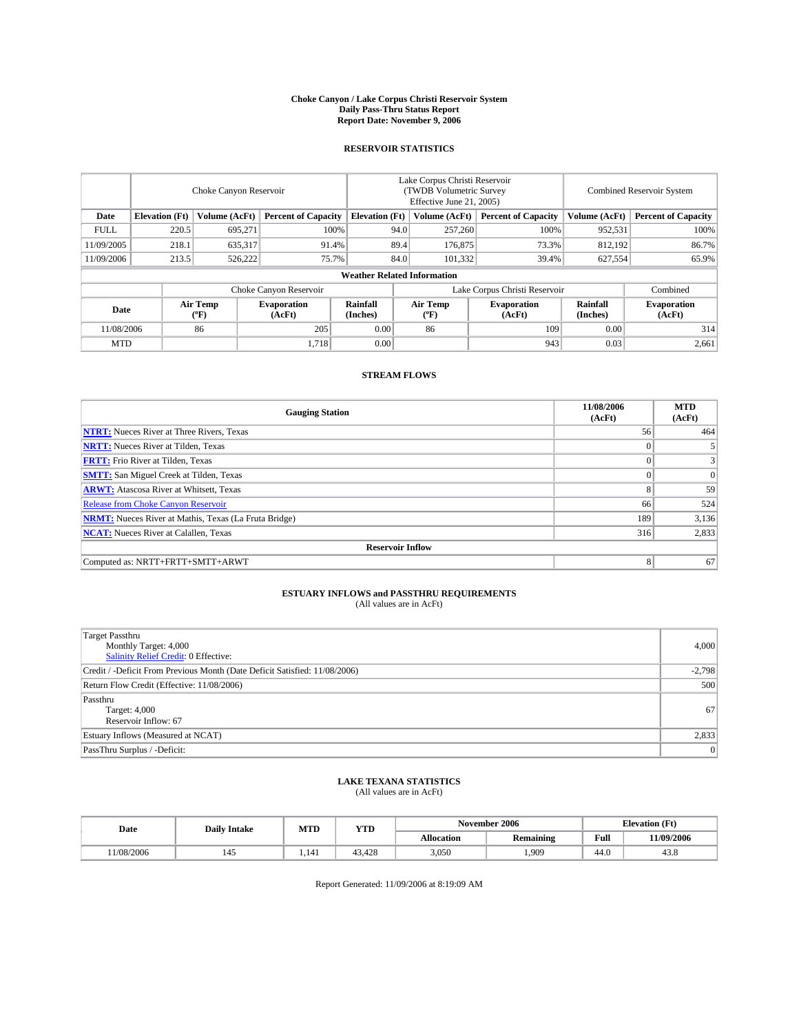# Choke Canyon / Lake Corpus Christi Reservoir System
## Daily Pass-Thru Status Report
## Report Date: November 9, 2006

### RESERVOIR STATISTICS

| | Choke Canyon Reservoir | | | Lake Corpus Christi Reservoir (TWDB Volumetric Survey Effective June 21, 2005) | | | Combined Reservoir System | |
|---|---|---|---|---|---|---|---|---|
| Date | Elevation (Ft) | Volume (AcFt) | Percent of Capacity | Elevation (Ft) | Volume (AcFt) | Percent of Capacity | Volume (AcFt) | Percent of Capacity |
| FULL | 220.5 | 695,271 | 100% | 94.0 | 257,260 | 100% | 952,531 | 100% |
| 11/09/2005 | 218.1 | 635,317 | 91.4% | 89.4 | 176,875 | 73.3% | 812,192 | 86.7% |
| 11/09/2006 | 213.5 | 526,222 | 75.7% | 84.0 | 101,332 | 39.4% | 627,554 | 65.9% |

**Weather Related Information**

| | Choke Canyon Reservoir | | | Lake Corpus Christi Reservoir | | | Combined |
|---|---|---|---|---|---|---|---|
| Date | Air Temp (ºF) | Evaporation (AcFt) | Rainfall (Inches) | Air Temp (ºF) | Evaporation (AcFt) | Rainfall (Inches) | Evaporation (AcFt) |
| 11/08/2006 | 86 | 205 | 0.00 | 86 | 109 | 0.00 | 314 |
| MTD | | 1,718 | 0.00 | | 943 | 0.03 | 2,661 |

### STREAM FLOWS

| Gauging Station | 11/08/2006 (AcFt) | MTD (AcFt) |
|---|---|---|
| NTRT: Nueces River at Three Rivers, Texas | 56 | 464 |
| NRTT: Nueces River at Tilden, Texas | 0 | 5 |
| FRTT: Frio River at Tilden, Texas | 0 | 3 |
| SMTT: San Miguel Creek at Tilden, Texas | 0 | 0 |
| ARWT: Atascosa River at Whitsett, Texas | 8 | 59 |
| Release from Choke Canyon Reservoir | 66 | 524 |
| NRMT: Nueces River at Mathis, Texas (La Fruta Bridge) | 189 | 3,136 |
| NCAT: Nueces River at Calallen, Texas | 316 | 2,833 |
| **Reservoir Inflow** | | |
| Computed as: NRTT+FRTT+SMTT+ARWT | 8 | 67 |

### ESTUARY INFLOWS and PASSTHRU REQUIREMENTS
(All values are in AcFt)

| | |
|---|---|
| Target Passthru<br>Monthly Target: 4,000<br>Salinity Relief Credit: 0 Effective: | 4,000 |
| Credit / -Deficit From Previous Month (Date Deficit Satisfied: 11/08/2006) | -2,798 |
| Return Flow Credit (Effective: 11/08/2006) | 500 |
| Passthru<br>Target: 4,000<br>Reservoir Inflow: 67 | 67 |
| Estuary Inflows (Measured at NCAT) | 2,833 |
| PassThru Surplus / -Deficit: | 0 |

### LAKE TEXANA STATISTICS
(All values are in AcFt)

| Date | Daily Intake | MTD | YTD | November 2006 | | Elevation (Ft) | |
|---|---|---|---|---|---|---|---|
| | | | | Allocation | Remaining | Full | 11/09/2006 |
| 11/08/2006 | 145 | 1,141 | 43,428 | 3,050 | 1,909 | 44.0 | 43.8 |

Report Generated: 11/09/2006 at 8:19:09 AM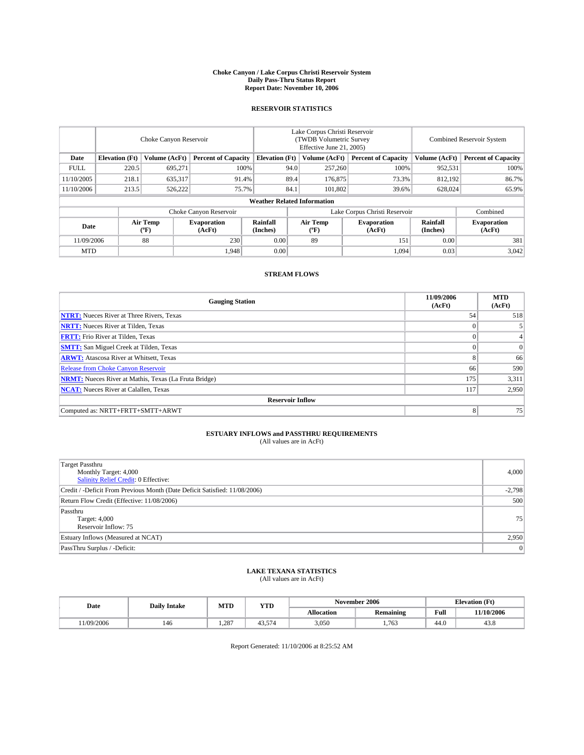**Choke Canyon / Lake Corpus Christi Reservoir System**
**Daily Pass-Thru Status Report**
**Report Date: November 10, 2006**

## RESERVOIR STATISTICS

| | Choke Canyon Reservoir | | | Lake Corpus Christi Reservoir (TWDB Volumetric Survey Effective June 21, 2005) | | | Combined Reservoir System | |
|---|---|---|---|---|---|---|---|---|
| **Date** | **Elevation (Ft)** | **Volume (AcFt)** | **Percent of Capacity** | **Elevation (Ft)** | **Volume (AcFt)** | **Percent of Capacity** | **Volume (AcFt)** | **Percent of Capacity** |
| FULL | 220.5 | 695,271 | 100% | 94.0 | 257,260 | 100% | 952,531 | 100% |
| 11/10/2005 | 218.1 | 635,317 | 91.4% | 89.4 | 176,875 | 73.3% | 812,192 | 86.7% |
| 11/10/2006 | 213.5 | 526,222 | 75.7% | 84.1 | 101,802 | 39.6% | 628,024 | 65.9% |

**Weather Related Information**

| | Choke Canyon Reservoir | | | Lake Corpus Christi Reservoir | | | Combined |
|---|---|---|---|---|---|---|---|
| **Date** | **Air Temp (ºF)** | **Evaporation (AcFt)** | **Rainfall (Inches)** | **Air Temp (ºF)** | **Evaporation (AcFt)** | **Rainfall (Inches)** | **Evaporation (AcFt)** |
| 11/09/2006 | 88 | 230 | 0.00 | 89 | 151 | 0.00 | 381 |
| MTD | | 1,948 | 0.00 | | 1,094 | 0.03 | 3,042 |

## STREAM FLOWS

| Gauging Station | 11/09/2006 (AcFt) | MTD (AcFt) |
|---|---|---|
| **NTRT:** Nueces River at Three Rivers, Texas | 54 | 518 |
| **NRTT:** Nueces River at Tilden, Texas | 0 | 5 |
| **FRTT:** Frio River at Tilden, Texas | 0 | 4 |
| **SMTT:** San Miguel Creek at Tilden, Texas | 0 | 0 |
| **ARWT:** Atascosa River at Whitsett, Texas | 8 | 66 |
| Release from Choke Canyon Reservoir | 66 | 590 |
| **NRMT:** Nueces River at Mathis, Texas (La Fruta Bridge) | 175 | 3,311 |
| **NCAT:** Nueces River at Calallen, Texas | 117 | 2,950 |
| **Reservoir Inflow** | | |
| Computed as: NRTT+FRTT+SMTT+ARWT | 8 | 75 |

## ESTUARY INFLOWS and PASSTHRU REQUIREMENTS

(All values are in AcFt)

| | |
|---|---|
| Target Passthru<br>Monthly Target: 4,000<br>Salinity Relief Credit: 0 Effective: | 4,000 |
| Credit / -Deficit From Previous Month (Date Deficit Satisfied: 11/08/2006) | -2,798 |
| Return Flow Credit (Effective: 11/08/2006) | 500 |
| Passthru<br>Target: 4,000<br>Reservoir Inflow: 75 | 75 |
| Estuary Inflows (Measured at NCAT) | 2,950 |
| PassThru Surplus / -Deficit: | 0 |

## LAKE TEXANA STATISTICS

(All values are in AcFt)

| Date | Daily Intake | MTD | YTD | November 2006 | | Elevation (Ft) | |
|---|---|---|---|---|---|---|---|
| | | | | **Allocation** | **Remaining** | **Full** | **11/10/2006** |
| 11/09/2006 | 146 | 1,287 | 43,574 | 3,050 | 1,763 | 44.0 | 43.8 |

Report Generated: 11/10/2006 at 8:25:52 AM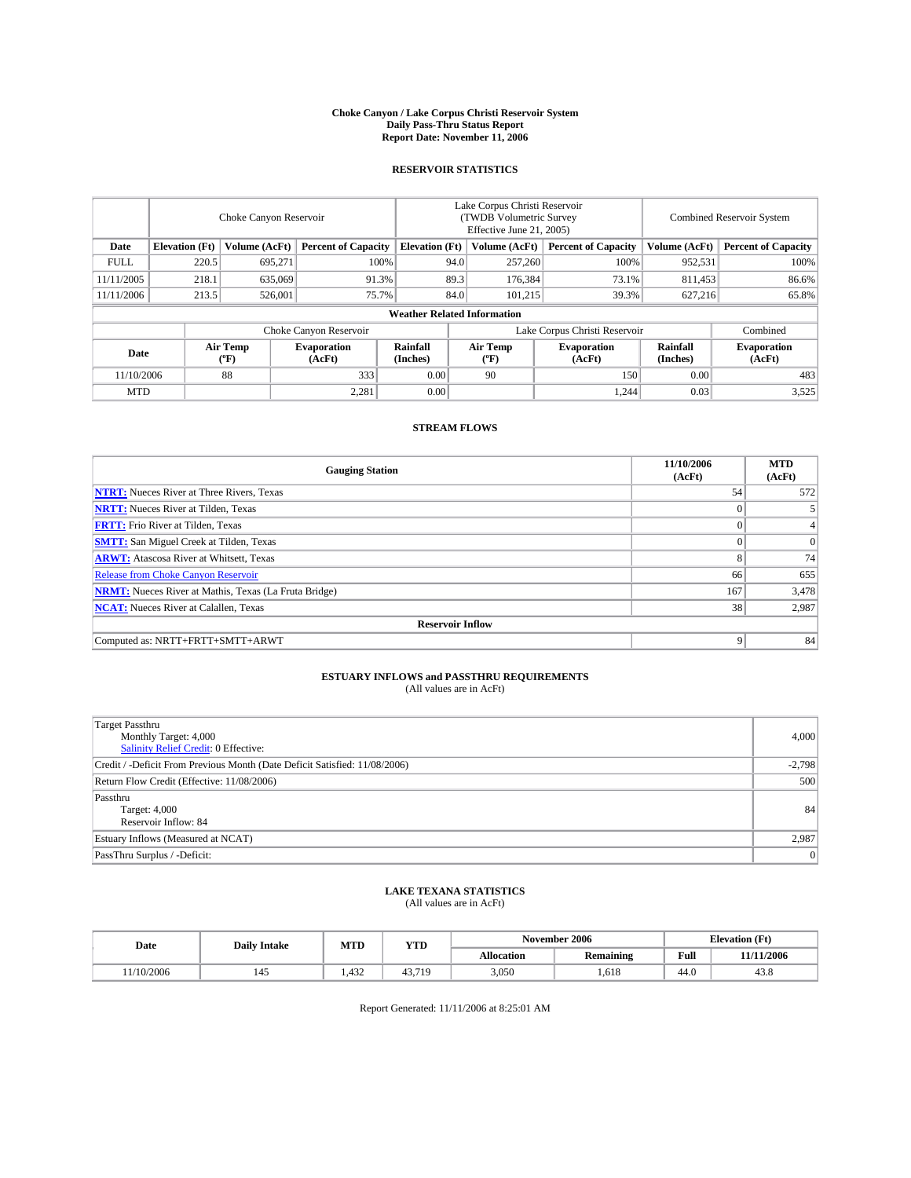# Choke Canyon / Lake Corpus Christi Reservoir System
## Daily Pass-Thru Status Report
## Report Date: November 11, 2006

### RESERVOIR STATISTICS

| | Choke Canyon Reservoir | | | Lake Corpus Christi Reservoir (TWDB Volumetric Survey Effective June 21, 2005) | | | Combined Reservoir System | |
|---|---|---|---|---|---|---|---|---|
| Date | Elevation (Ft) | Volume (AcFt) | Percent of Capacity | Elevation (Ft) | Volume (AcFt) | Percent of Capacity | Volume (AcFt) | Percent of Capacity |
| FULL | 220.5 | 695,271 | 100% | 94.0 | 257,260 | 100% | 952,531 | 100% |
| 11/11/2005 | 218.1 | 635,069 | 91.3% | 89.3 | 176,384 | 73.1% | 811,453 | 86.6% |
| 11/11/2006 | 213.5 | 526,001 | 75.7% | 84.0 | 101,215 | 39.3% | 627,216 | 65.8% |

**Weather Related Information**

| | Choke Canyon Reservoir | | | Lake Corpus Christi Reservoir | | | Combined |
|---|---|---|---|---|---|---|---|
| Date | Air Temp (ºF) | Evaporation (AcFt) | Rainfall (Inches) | Air Temp (ºF) | Evaporation (AcFt) | Rainfall (Inches) | Evaporation (AcFt) |
| 11/10/2006 | 88 | 333 | 0.00 | 90 | 150 | 0.00 | 483 |
| MTD | | 2,281 | 0.00 | | 1,244 | 0.03 | 3,525 |

### STREAM FLOWS

| Gauging Station | 11/10/2006 (AcFt) | MTD (AcFt) |
|---|---|---|
| **NTRT:** Nueces River at Three Rivers, Texas | 54 | 572 |
| **NRTT:** Nueces River at Tilden, Texas | 0 | 5 |
| **FRTT:** Frio River at Tilden, Texas | 0 | 4 |
| **SMTT:** San Miguel Creek at Tilden, Texas | 0 | 0 |
| **ARWT:** Atascosa River at Whitsett, Texas | 8 | 74 |
| Release from Choke Canyon Reservoir | 66 | 655 |
| **NRMT:** Nueces River at Mathis, Texas (La Fruta Bridge) | 167 | 3,478 |
| **NCAT:** Nueces River at Calallen, Texas | 38 | 2,987 |
| **Reservoir Inflow** | | |
| Computed as: NRTT+FRTT+SMTT+ARWT | 9 | 84 |

### ESTUARY INFLOWS and PASSTHRU REQUIREMENTS
(All values are in AcFt)

| | |
|---|---|
| Target Passthru<br>Monthly Target: 4,000<br>Salinity Relief Credit: 0 Effective: | 4,000 |
| Credit / -Deficit From Previous Month (Date Deficit Satisfied: 11/08/2006) | -2,798 |
| Return Flow Credit (Effective: 11/08/2006) | 500 |
| Passthru<br>Target: 4,000<br>Reservoir Inflow: 84 | 84 |
| Estuary Inflows (Measured at NCAT) | 2,987 |
| PassThru Surplus / -Deficit: | 0 |

### LAKE TEXANA STATISTICS
(All values are in AcFt)

| Date | Daily Intake | MTD | YTD | November 2006 | | Elevation (Ft) | |
|---|---|---|---|---|---|---|---|
| | | | | Allocation | Remaining | Full | 11/11/2006 |
| 11/10/2006 | 145 | 1,432 | 43,719 | 3,050 | 1,618 | 44.0 | 43.8 |

Report Generated: 11/11/2006 at 8:25:01 AM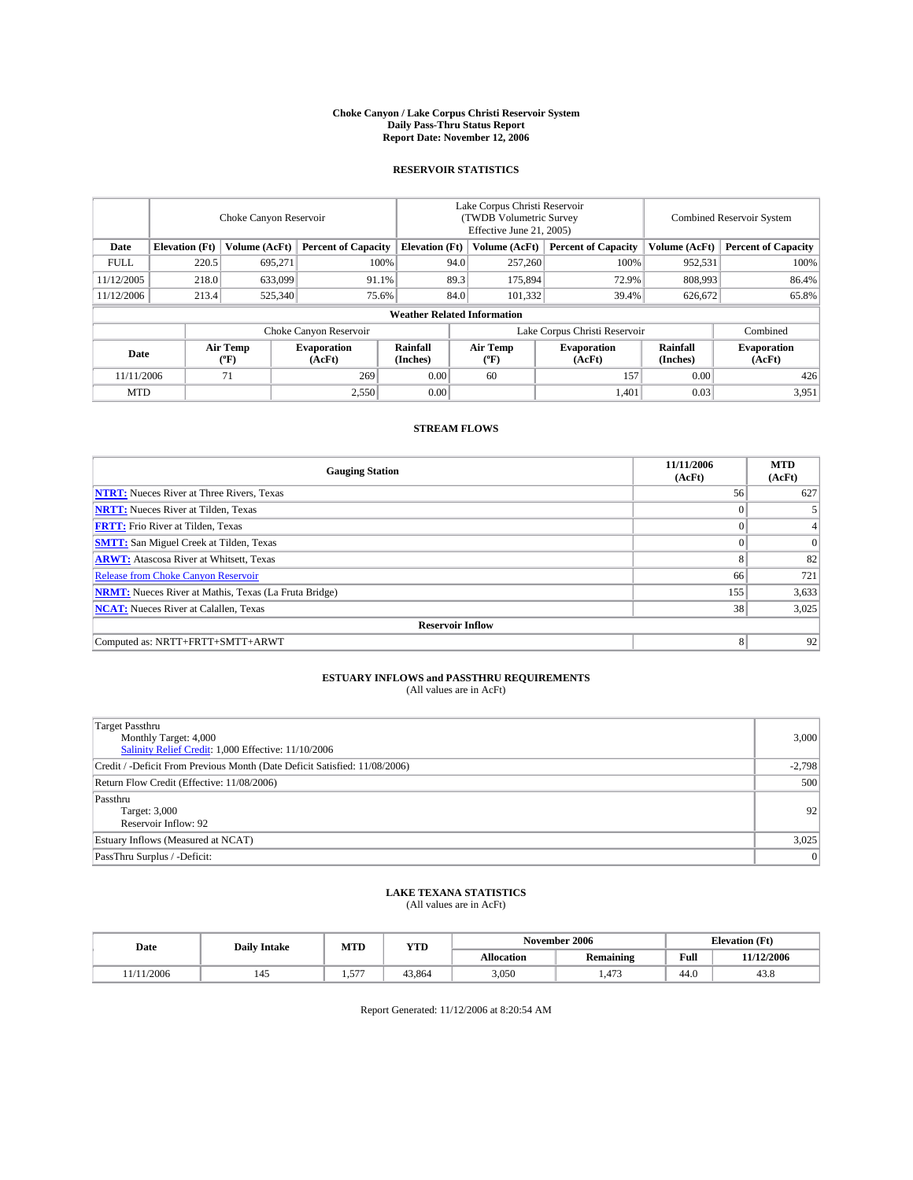# Choke Canyon / Lake Corpus Christi Reservoir System
## Daily Pass-Thru Status Report
### Report Date: November 12, 2006

## RESERVOIR STATISTICS

| | Choke Canyon Reservoir | | | Lake Corpus Christi Reservoir (TWDB Volumetric Survey Effective June 21, 2005) | | | Combined Reservoir System | |
|---|---|---|---|---|---|---|---|---|
| Date | Elevation (Ft) | Volume (AcFt) | Percent of Capacity | Elevation (Ft) | Volume (AcFt) | Percent of Capacity | Volume (AcFt) | Percent of Capacity |
| FULL | 220.5 | 695,271 | 100% | 94.0 | 257,260 | 100% | 952,531 | 100% |
| 11/12/2005 | 218.0 | 633,099 | 91.1% | 89.3 | 175,894 | 72.9% | 808,993 | 86.4% |
| 11/12/2006 | 213.4 | 525,340 | 75.6% | 84.0 | 101,332 | 39.4% | 626,672 | 65.8% |

**Weather Related Information**

| | Choke Canyon Reservoir | | | Lake Corpus Christi Reservoir | | | Combined |
|---|---|---|---|---|---|---|---|
| Date | Air Temp (ºF) | Evaporation (AcFt) | Rainfall (Inches) | Air Temp (ºF) | Evaporation (AcFt) | Rainfall (Inches) | Evaporation (AcFt) |
| 11/11/2006 | 71 | 269 | 0.00 | 60 | 157 | 0.00 | 426 |
| MTD | | 2,550 | 0.00 | | 1,401 | 0.03 | 3,951 |

## STREAM FLOWS

| Gauging Station | 11/11/2006 (AcFt) | MTD (AcFt) |
|---|---|---|
| **NTRT:** Nueces River at Three Rivers, Texas | 56 | 627 |
| **NRTT:** Nueces River at Tilden, Texas | 0 | 5 |
| **FRTT:** Frio River at Tilden, Texas | 0 | 4 |
| **SMTT:** San Miguel Creek at Tilden, Texas | 0 | 0 |
| **ARWT:** Atascosa River at Whitsett, Texas | 8 | 82 |
| Release from Choke Canyon Reservoir | 66 | 721 |
| **NRMT:** Nueces River at Mathis, Texas (La Fruta Bridge) | 155 | 3,633 |
| **NCAT:** Nueces River at Calallen, Texas | 38 | 3,025 |
| **Reservoir Inflow** | | |
| Computed as: NRTT+FRTT+SMTT+ARWT | 8 | 92 |

## ESTUARY INFLOWS and PASSTHRU REQUIREMENTS
(All values are in AcFt)

| | |
|---|---|
| Target Passthru<br>Monthly Target: 4,000<br>Salinity Relief Credit: 1,000 Effective: 11/10/2006 | 3,000 |
| Credit / -Deficit From Previous Month (Date Deficit Satisfied: 11/08/2006) | -2,798 |
| Return Flow Credit (Effective: 11/08/2006) | 500 |
| Passthru<br>Target: 3,000<br>Reservoir Inflow: 92 | 92 |
| Estuary Inflows (Measured at NCAT) | 3,025 |
| PassThru Surplus / -Deficit: | 0 |

## LAKE TEXANA STATISTICS
(All values are in AcFt)

| Date | Daily Intake | MTD | YTD | November 2006 | | Elevation (Ft) | |
|---|---|---|---|---|---|---|---|
| | | | | Allocation | Remaining | Full | 11/12/2006 |
| 11/11/2006 | 145 | 1,577 | 43,864 | 3,050 | 1,473 | 44.0 | 43.8 |

Report Generated: 11/12/2006 at 8:20:54 AM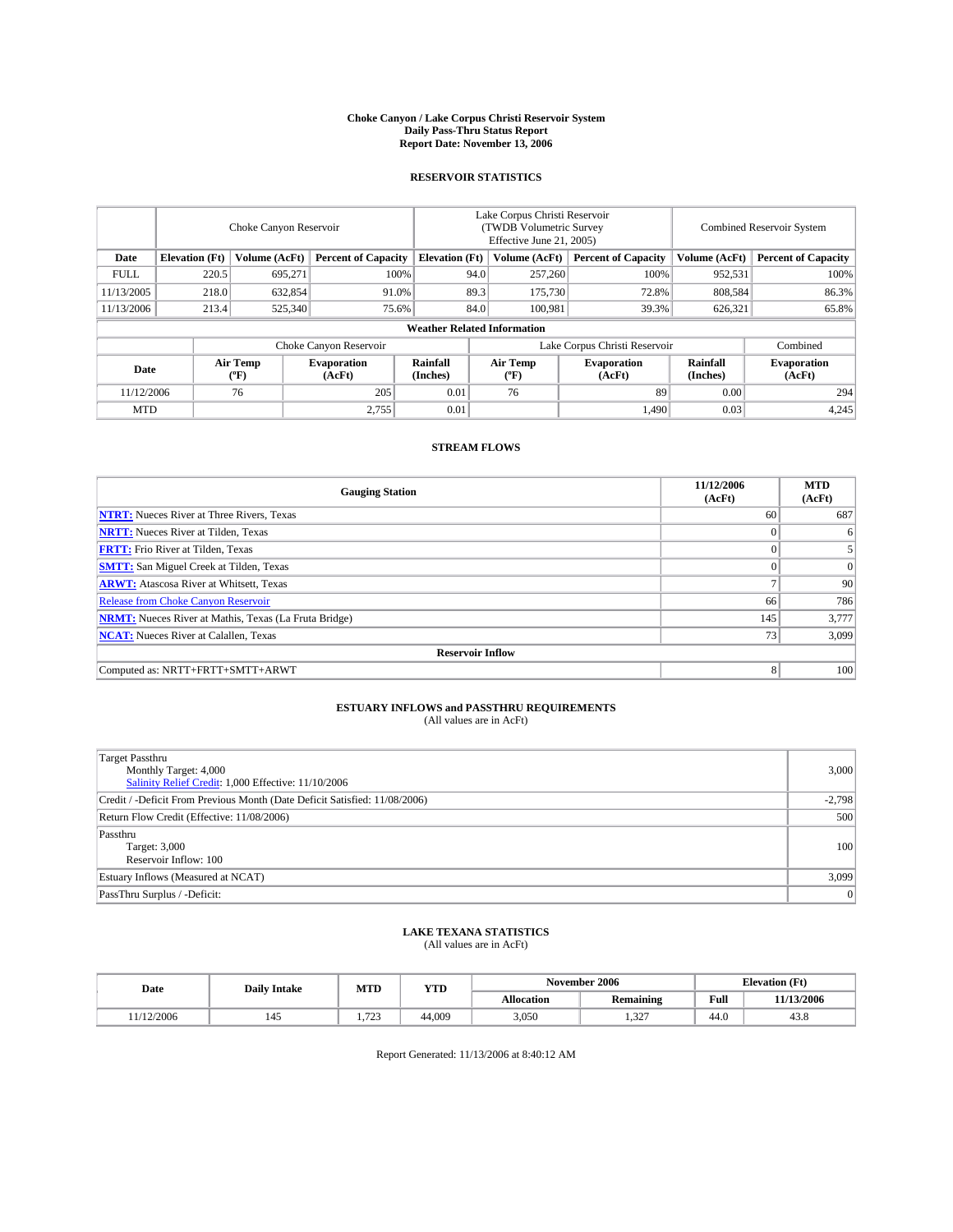# Choke Canyon / Lake Corpus Christi Reservoir System
## Daily Pass-Thru Status Report
## Report Date: November 13, 2006

### RESERVOIR STATISTICS

| | Choke Canyon Reservoir | | | Lake Corpus Christi Reservoir (TWDB Volumetric Survey Effective June 21, 2005) | | | Combined Reservoir System | |
|---|---|---|---|---|---|---|---|---|
| **Date** | **Elevation (Ft)** | **Volume (AcFt)** | **Percent of Capacity** | **Elevation (Ft)** | **Volume (AcFt)** | **Percent of Capacity** | **Volume (AcFt)** | **Percent of Capacity** |
| FULL | 220.5 | 695,271 | 100% | 94.0 | 257,260 | 100% | 952,531 | 100% |
| 11/13/2005 | 218.0 | 632,854 | 91.0% | 89.3 | 175,730 | 72.8% | 808,584 | 86.3% |
| 11/13/2006 | 213.4 | 525,340 | 75.6% | 84.0 | 100,981 | 39.3% | 626,321 | 65.8% |

**Weather Related Information**

| | Choke Canyon Reservoir | | | Lake Corpus Christi Reservoir | | | Combined |
|---|---|---|---|---|---|---|---|
| **Date** | **Air Temp (ºF)** | **Evaporation (AcFt)** | **Rainfall (Inches)** | **Air Temp (ºF)** | **Evaporation (AcFt)** | **Rainfall (Inches)** | **Evaporation (AcFt)** |
| 11/12/2006 | 76 | 205 | 0.01 | 76 | 89 | 0.00 | 294 |
| MTD | | 2,755 | 0.01 | | 1,490 | 0.03 | 4,245 |

### STREAM FLOWS

| Gauging Station | 11/12/2006 (AcFt) | MTD (AcFt) |
|---|---|---|
| **NTRT:** Nueces River at Three Rivers, Texas | 60 | 687 |
| **NRTT:** Nueces River at Tilden, Texas | 0 | 6 |
| **FRTT:** Frio River at Tilden, Texas | 0 | 5 |
| **SMTT:** San Miguel Creek at Tilden, Texas | 0 | 0 |
| **ARWT:** Atascosa River at Whitsett, Texas | 7 | 90 |
| Release from Choke Canyon Reservoir | 66 | 786 |
| **NRMT:** Nueces River at Mathis, Texas (La Fruta Bridge) | 145 | 3,777 |
| **NCAT:** Nueces River at Calallen, Texas | 73 | 3,099 |
| **Reservoir Inflow** | | |
| Computed as: NRTT+FRTT+SMTT+ARWT | 8 | 100 |

### ESTUARY INFLOWS and PASSTHRU REQUIREMENTS
(All values are in AcFt)

| | |
|---|---|
| Target Passthru<br>Monthly Target: 4,000<br>Salinity Relief Credit: 1,000 Effective: 11/10/2006 | 3,000 |
| Credit / -Deficit From Previous Month (Date Deficit Satisfied: 11/08/2006) | -2,798 |
| Return Flow Credit (Effective: 11/08/2006) | 500 |
| Passthru<br>Target: 3,000<br>Reservoir Inflow: 100 | 100 |
| Estuary Inflows (Measured at NCAT) | 3,099 |
| PassThru Surplus / -Deficit: | 0 |

### LAKE TEXANA STATISTICS
(All values are in AcFt)

| Date | Daily Intake | MTD | YTD | November 2006 | | Elevation (Ft) | |
|---|---|---|---|---|---|---|---|
| | | | | **Allocation** | **Remaining** | **Full** | **11/13/2006** |
| 11/12/2006 | 145 | 1,723 | 44,009 | 3,050 | 1,327 | 44.0 | 43.8 |

Report Generated: 11/13/2006 at 8:40:12 AM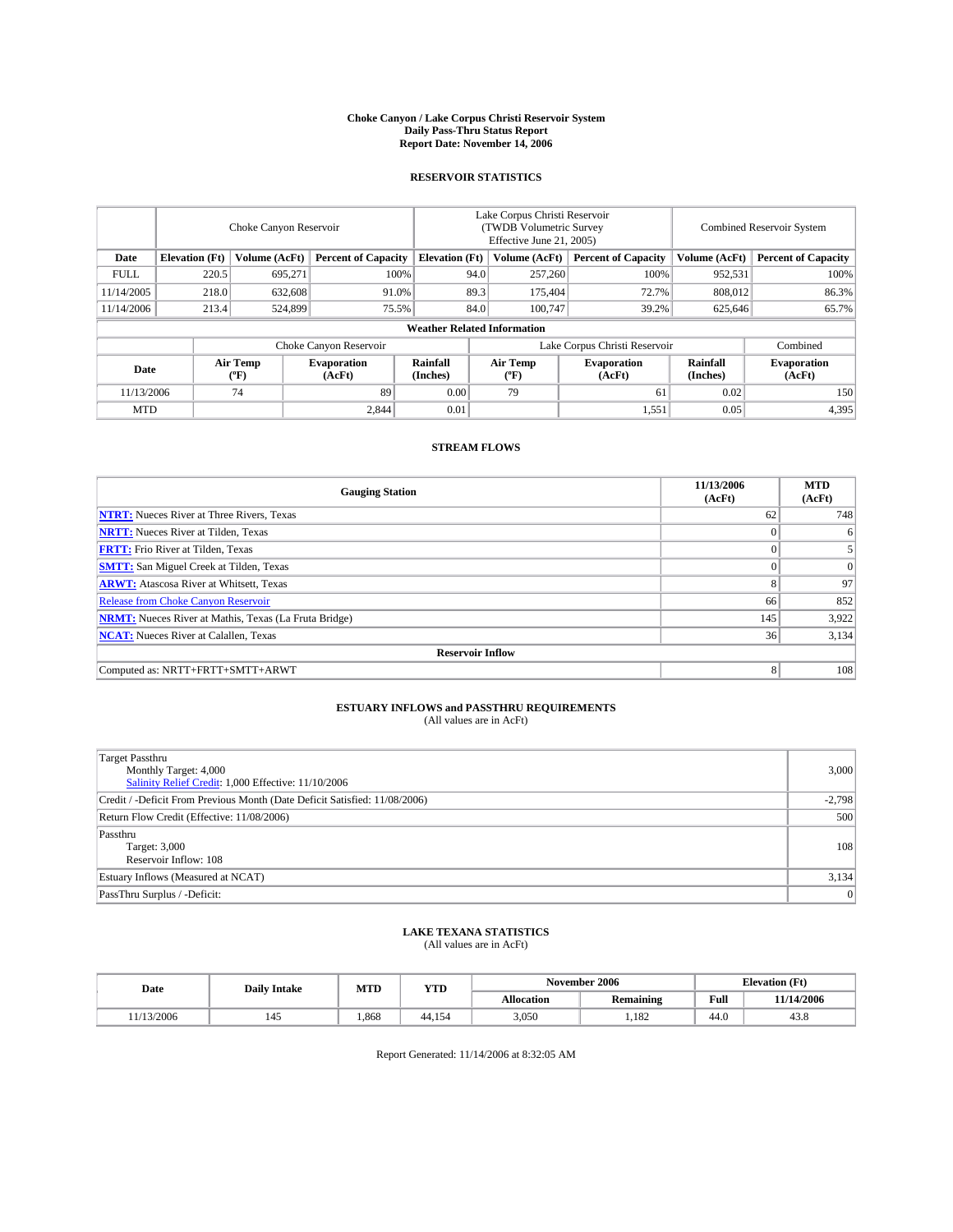# Choke Canyon / Lake Corpus Christi Reservoir System
## Daily Pass-Thru Status Report
## Report Date: November 14, 2006

### RESERVOIR STATISTICS

| | Choke Canyon Reservoir | | | Lake Corpus Christi Reservoir (TWDB Volumetric Survey Effective June 21, 2005) | | | Combined Reservoir System | |
|---|---|---|---|---|---|---|---|---|
| Date | Elevation (Ft) | Volume (AcFt) | Percent of Capacity | Elevation (Ft) | Volume (AcFt) | Percent of Capacity | Volume (AcFt) | Percent of Capacity |
| FULL | 220.5 | 695,271 | 100% | 94.0 | 257,260 | 100% | 952,531 | 100% |
| 11/14/2005 | 218.0 | 632,608 | 91.0% | 89.3 | 175,404 | 72.7% | 808,012 | 86.3% |
| 11/14/2006 | 213.4 | 524,899 | 75.5% | 84.0 | 100,747 | 39.2% | 625,646 | 65.7% |

**Weather Related Information**

| | Choke Canyon Reservoir | | | Lake Corpus Christi Reservoir | | | Combined |
|---|---|---|---|---|---|---|---|
| Date | Air Temp (ºF) | Evaporation (AcFt) | Rainfall (Inches) | Air Temp (ºF) | Evaporation (AcFt) | Rainfall (Inches) | Evaporation (AcFt) |
| 11/13/2006 | 74 | 89 | 0.00 | 79 | 61 | 0.02 | 150 |
| MTD | | 2,844 | 0.01 | | 1,551 | 0.05 | 4,395 |

### STREAM FLOWS

| Gauging Station | 11/13/2006 (AcFt) | MTD (AcFt) |
|---|---|---|
| NTRT: Nueces River at Three Rivers, Texas | 62 | 748 |
| NRTT: Nueces River at Tilden, Texas | 0 | 6 |
| FRTT: Frio River at Tilden, Texas | 0 | 5 |
| SMTT: San Miguel Creek at Tilden, Texas | 0 | 0 |
| ARWT: Atascosa River at Whitsett, Texas | 8 | 97 |
| Release from Choke Canyon Reservoir | 66 | 852 |
| NRMT: Nueces River at Mathis, Texas (La Fruta Bridge) | 145 | 3,922 |
| NCAT: Nueces River at Calallen, Texas | 36 | 3,134 |
| **Reservoir Inflow** | | |
| Computed as: NRTT+FRTT+SMTT+ARWT | 8 | 108 |

### ESTUARY INFLOWS and PASSTHRU REQUIREMENTS
(All values are in AcFt)

| | |
|---|---|
| Target Passthru<br>Monthly Target: 4,000<br>Salinity Relief Credit: 1,000 Effective: 11/10/2006 | 3,000 |
| Credit / -Deficit From Previous Month (Date Deficit Satisfied: 11/08/2006) | -2,798 |
| Return Flow Credit (Effective: 11/08/2006) | 500 |
| Passthru<br>Target: 3,000<br>Reservoir Inflow: 108 | 108 |
| Estuary Inflows (Measured at NCAT) | 3,134 |
| PassThru Surplus / -Deficit: | 0 |

### LAKE TEXANA STATISTICS
(All values are in AcFt)

| Date | Daily Intake | MTD | YTD | November 2006 | | Elevation (Ft) | |
|---|---|---|---|---|---|---|---|
| | | | | Allocation | Remaining | Full | 11/14/2006 |
| 11/13/2006 | 145 | 1,868 | 44,154 | 3,050 | 1,182 | 44.0 | 43.8 |

Report Generated: 11/14/2006 at 8:32:05 AM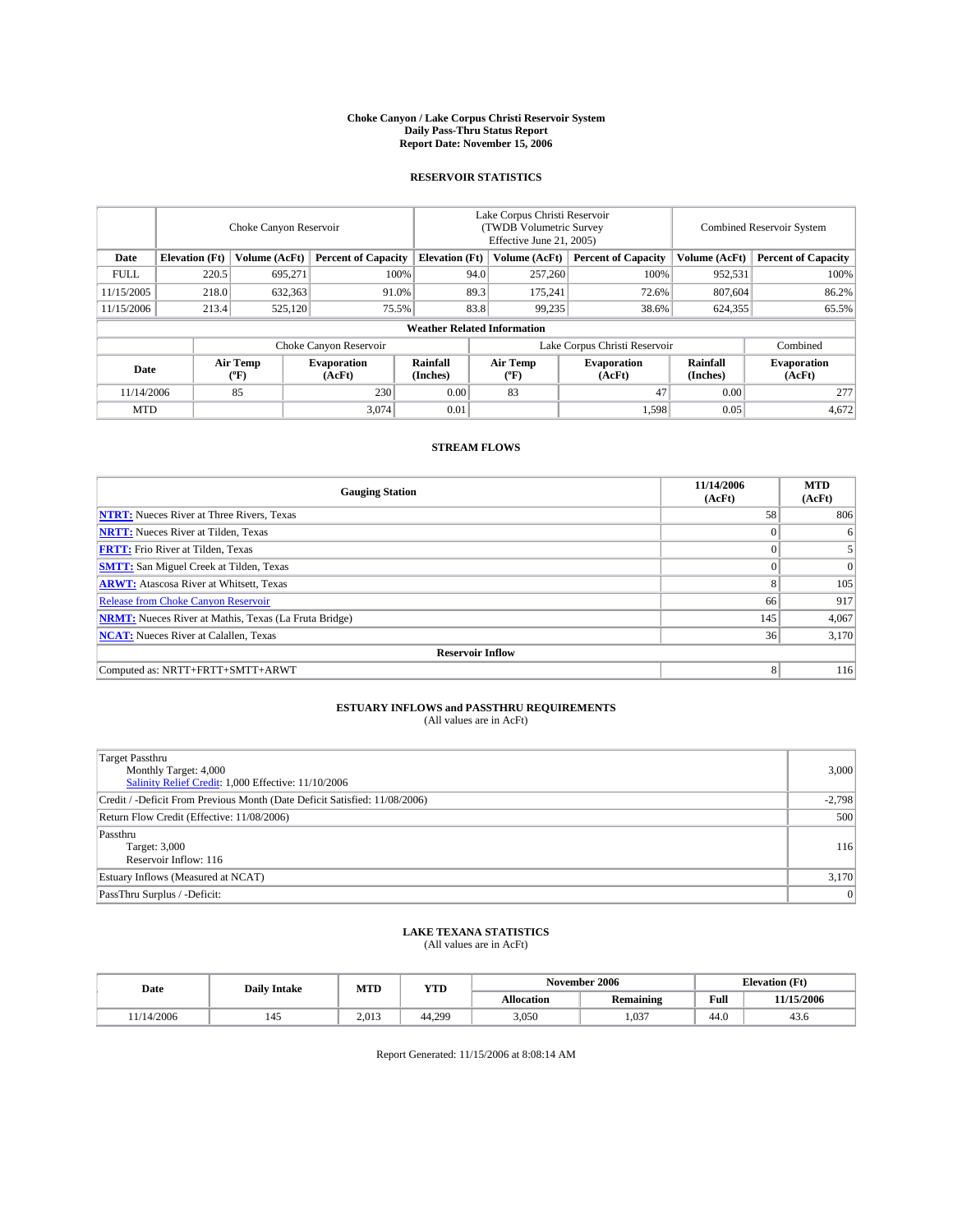# Choke Canyon / Lake Corpus Christi Reservoir System
## Daily Pass-Thru Status Report
## Report Date: November 15, 2006

### RESERVOIR STATISTICS

| | Choke Canyon Reservoir | | | Lake Corpus Christi Reservoir (TWDB Volumetric Survey Effective June 21, 2005) | | | Combined Reservoir System | |
|---|---|---|---|---|---|---|---|---|
| Date | Elevation (Ft) | Volume (AcFt) | Percent of Capacity | Elevation (Ft) | Volume (AcFt) | Percent of Capacity | Volume (AcFt) | Percent of Capacity |
| FULL | 220.5 | 695,271 | 100% | 94.0 | 257,260 | 100% | 952,531 | 100% |
| 11/15/2005 | 218.0 | 632,363 | 91.0% | 89.3 | 175,241 | 72.6% | 807,604 | 86.2% |
| 11/15/2006 | 213.4 | 525,120 | 75.5% | 83.8 | 99,235 | 38.6% | 624,355 | 65.5% |

**Weather Related Information**

| | Choke Canyon Reservoir | | | Lake Corpus Christi Reservoir | | | Combined |
|---|---|---|---|---|---|---|---|
| Date | Air Temp (ºF) | Evaporation (AcFt) | Rainfall (Inches) | Air Temp (ºF) | Evaporation (AcFt) | Rainfall (Inches) | Evaporation (AcFt) |
| 11/14/2006 | 85 | 230 | 0.00 | 83 | 47 | 0.00 | 277 |
| MTD | | 3,074 | 0.01 | | 1,598 | 0.05 | 4,672 |

### STREAM FLOWS

| Gauging Station | 11/14/2006 (AcFt) | MTD (AcFt) |
|---|---|---|
| NTRT: Nueces River at Three Rivers, Texas | 58 | 806 |
| NRTT: Nueces River at Tilden, Texas | 0 | 6 |
| FRTT: Frio River at Tilden, Texas | 0 | 5 |
| SMTT: San Miguel Creek at Tilden, Texas | 0 | 0 |
| ARWT: Atascosa River at Whitsett, Texas | 8 | 105 |
| Release from Choke Canyon Reservoir | 66 | 917 |
| NRMT: Nueces River at Mathis, Texas (La Fruta Bridge) | 145 | 4,067 |
| NCAT: Nueces River at Calallen, Texas | 36 | 3,170 |
| **Reservoir Inflow** | | |
| Computed as: NRTT+FRTT+SMTT+ARWT | 8 | 116 |

### ESTUARY INFLOWS and PASSTHRU REQUIREMENTS
(All values are in AcFt)

| | |
|---|---|
| Target Passthru<br>Monthly Target: 4,000<br>Salinity Relief Credit: 1,000 Effective: 11/10/2006 | 3,000 |
| Credit / -Deficit From Previous Month (Date Deficit Satisfied: 11/08/2006) | -2,798 |
| Return Flow Credit (Effective: 11/08/2006) | 500 |
| Passthru<br>Target: 3,000<br>Reservoir Inflow: 116 | 116 |
| Estuary Inflows (Measured at NCAT) | 3,170 |
| PassThru Surplus / -Deficit: | 0 |

### LAKE TEXANA STATISTICS
(All values are in AcFt)

| Date | Daily Intake | MTD | YTD | November 2006 | | Elevation (Ft) | |
|---|---|---|---|---|---|---|---|
| | | | | Allocation | Remaining | Full | 11/15/2006 |
| 11/14/2006 | 145 | 2,013 | 44,299 | 3,050 | 1,037 | 44.0 | 43.6 |

Report Generated: 11/15/2006 at 8:08:14 AM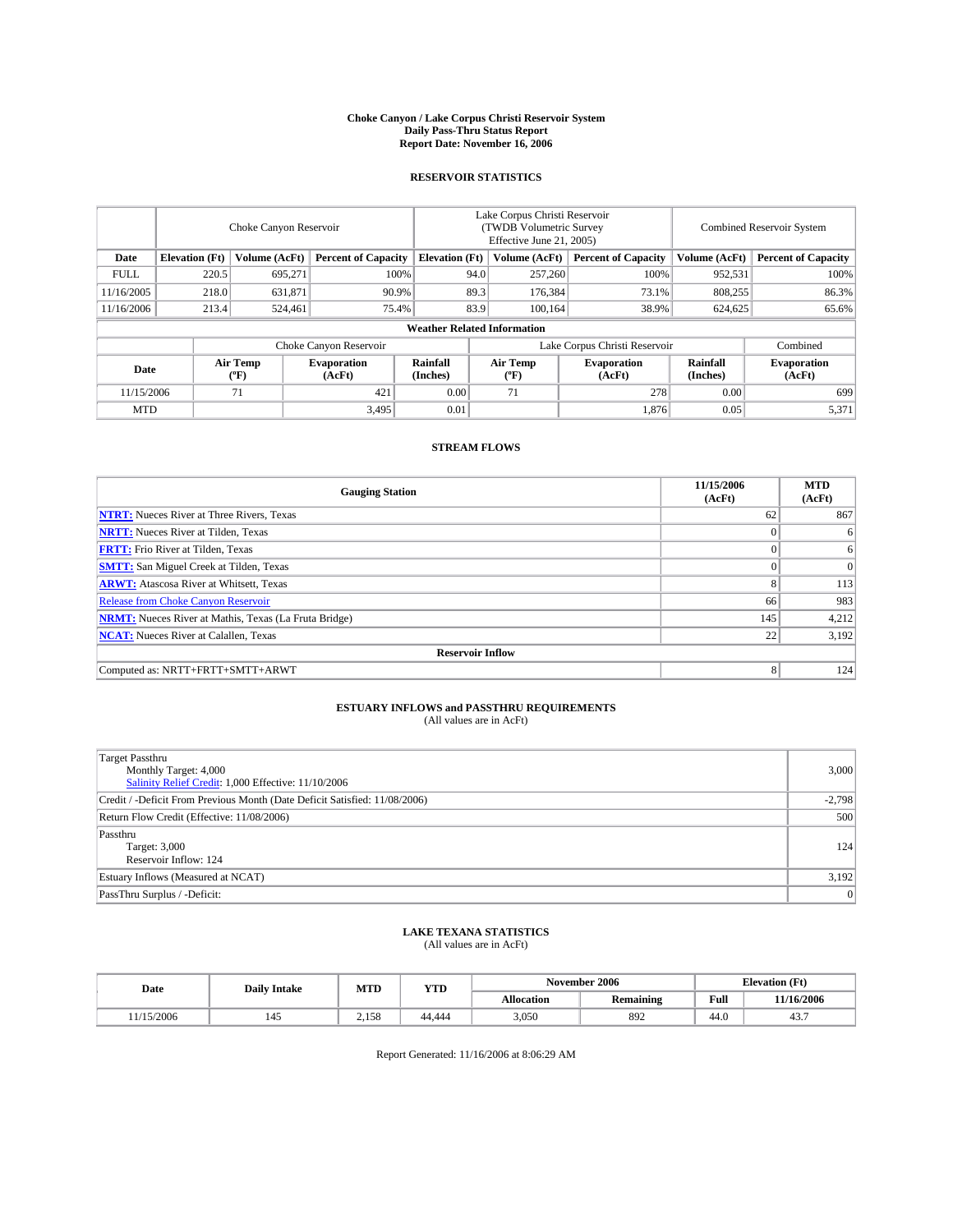# Choke Canyon / Lake Corpus Christi Reservoir System
## Daily Pass-Thru Status Report
### Report Date: November 16, 2006

## RESERVOIR STATISTICS

| | Choke Canyon Reservoir | | | Lake Corpus Christi Reservoir (TWDB Volumetric Survey Effective June 21, 2005) | | | Combined Reservoir System | |
|---|---|---|---|---|---|---|---|---|
| Date | Elevation (Ft) | Volume (AcFt) | Percent of Capacity | Elevation (Ft) | Volume (AcFt) | Percent of Capacity | Volume (AcFt) | Percent of Capacity |
| FULL | 220.5 | 695,271 | 100% | 94.0 | 257,260 | 100% | 952,531 | 100% |
| 11/16/2005 | 218.0 | 631,871 | 90.9% | 89.3 | 176,384 | 73.1% | 808,255 | 86.3% |
| 11/16/2006 | 213.4 | 524,461 | 75.4% | 83.9 | 100,164 | 38.9% | 624,625 | 65.6% |

**Weather Related Information**

| | Choke Canyon Reservoir | | | Lake Corpus Christi Reservoir | | | Combined |
|---|---|---|---|---|---|---|---|
| Date | Air Temp (ºF) | Evaporation (AcFt) | Rainfall (Inches) | Air Temp (ºF) | Evaporation (AcFt) | Rainfall (Inches) | Evaporation (AcFt) |
| 11/15/2006 | 71 | 421 | 0.00 | 71 | 278 | 0.00 | 699 |
| MTD | | 3,495 | 0.01 | | 1,876 | 0.05 | 5,371 |

## STREAM FLOWS

| Gauging Station | 11/15/2006 (AcFt) | MTD (AcFt) |
|---|---|---|
| NTRT: Nueces River at Three Rivers, Texas | 62 | 867 |
| NRTT: Nueces River at Tilden, Texas | 0 | 6 |
| FRTT: Frio River at Tilden, Texas | 0 | 6 |
| SMTT: San Miguel Creek at Tilden, Texas | 0 | 0 |
| ARWT: Atascosa River at Whitsett, Texas | 8 | 113 |
| Release from Choke Canyon Reservoir | 66 | 983 |
| NRMT: Nueces River at Mathis, Texas (La Fruta Bridge) | 145 | 4,212 |
| NCAT: Nueces River at Calallen, Texas | 22 | 3,192 |
| **Reservoir Inflow** | | |
| Computed as: NRTT+FRTT+SMTT+ARWT | 8 | 124 |

## ESTUARY INFLOWS and PASSTHRU REQUIREMENTS
(All values are in AcFt)

| | |
|---|---|
| Target Passthru<br>Monthly Target: 4,000<br>Salinity Relief Credit: 1,000 Effective: 11/10/2006 | 3,000 |
| Credit / -Deficit From Previous Month (Date Deficit Satisfied: 11/08/2006) | -2,798 |
| Return Flow Credit (Effective: 11/08/2006) | 500 |
| Passthru<br>Target: 3,000<br>Reservoir Inflow: 124 | 124 |
| Estuary Inflows (Measured at NCAT) | 3,192 |
| PassThru Surplus / -Deficit: | 0 |

## LAKE TEXANA STATISTICS
(All values are in AcFt)

| Date | Daily Intake | MTD | YTD | November 2006 | | Elevation (Ft) | |
|---|---|---|---|---|---|---|---|
| | | | | Allocation | Remaining | Full | 11/16/2006 |
| 11/15/2006 | 145 | 2,158 | 44,444 | 3,050 | 892 | 44.0 | 43.7 |

Report Generated: 11/16/2006 at 8:06:29 AM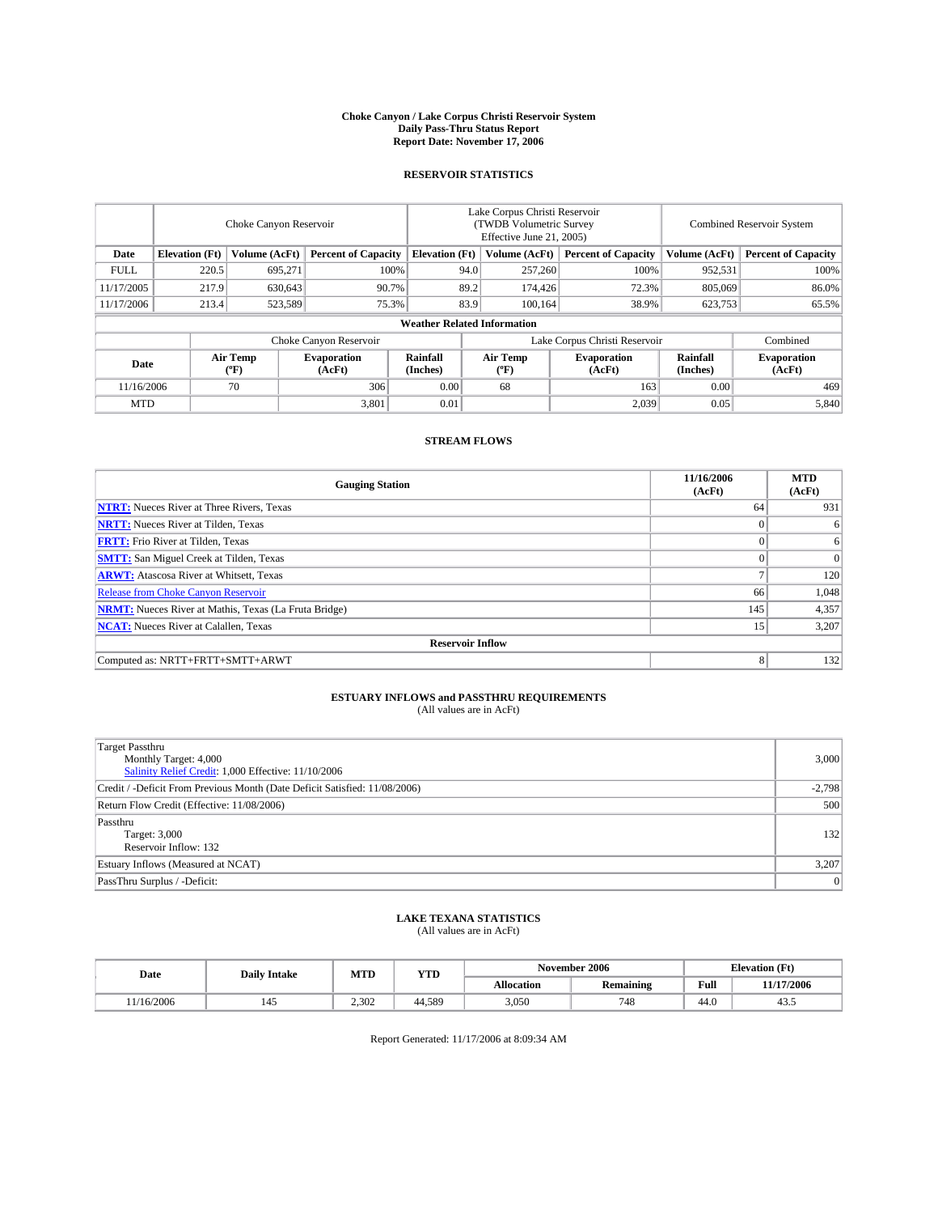# Choke Canyon / Lake Corpus Christi Reservoir System
## Daily Pass-Thru Status Report
### Report Date: November 17, 2006

## RESERVOIR STATISTICS

| | Choke Canyon Reservoir | | | Lake Corpus Christi Reservoir (TWDB Volumetric Survey Effective June 21, 2005) | | | Combined Reservoir System | |
|---|---|---|---|---|---|---|---|---|
| Date | Elevation (Ft) | Volume (AcFt) | Percent of Capacity | Elevation (Ft) | Volume (AcFt) | Percent of Capacity | Volume (AcFt) | Percent of Capacity |
| FULL | 220.5 | 695,271 | 100% | 94.0 | 257,260 | 100% | 952,531 | 100% |
| 11/17/2005 | 217.9 | 630,643 | 90.7% | 89.2 | 174,426 | 72.3% | 805,069 | 86.0% |
| 11/17/2006 | 213.4 | 523,589 | 75.3% | 83.9 | 100,164 | 38.9% | 623,753 | 65.5% |

**Weather Related Information**

| | Choke Canyon Reservoir | | | Lake Corpus Christi Reservoir | | | Combined |
|---|---|---|---|---|---|---|---|
| Date | Air Temp (°F) | Evaporation (AcFt) | Rainfall (Inches) | Air Temp (°F) | Evaporation (AcFt) | Rainfall (Inches) | Evaporation (AcFt) |
| 11/16/2006 | 70 | 306 | 0.00 | 68 | 163 | 0.00 | 469 |
| MTD | | 3,801 | 0.01 | | 2,039 | 0.05 | 5,840 |

## STREAM FLOWS

| Gauging Station | 11/16/2006 (AcFt) | MTD (AcFt) |
|---|---|---|
| **NTRT:** Nueces River at Three Rivers, Texas | 64 | 931 |
| **NRTT:** Nueces River at Tilden, Texas | 0 | 6 |
| **FRTT:** Frio River at Tilden, Texas | 0 | 6 |
| **SMTT:** San Miguel Creek at Tilden, Texas | 0 | 0 |
| **ARWT:** Atascosa River at Whitsett, Texas | 7 | 120 |
| Release from Choke Canyon Reservoir | 66 | 1,048 |
| **NRMT:** Nueces River at Mathis, Texas (La Fruta Bridge) | 145 | 4,357 |
| **NCAT:** Nueces River at Calallen, Texas | 15 | 3,207 |
| **Reservoir Inflow** | | |
| Computed as: NRTT+FRTT+SMTT+ARWT | 8 | 132 |

## ESTUARY INFLOWS and PASSTHRU REQUIREMENTS
(All values are in AcFt)

| | |
|---|---|
| Target Passthru<br>Monthly Target: 4,000<br>Salinity Relief Credit: 1,000 Effective: 11/10/2006 | 3,000 |
| Credit / -Deficit From Previous Month (Date Deficit Satisfied: 11/08/2006) | -2,798 |
| Return Flow Credit (Effective: 11/08/2006) | 500 |
| Passthru<br>Target: 3,000<br>Reservoir Inflow: 132 | 132 |
| Estuary Inflows (Measured at NCAT) | 3,207 |
| PassThru Surplus / -Deficit: | 0 |

## LAKE TEXANA STATISTICS
(All values are in AcFt)

| Date | Daily Intake | MTD | YTD | November 2006 | | Elevation (Ft) | |
|---|---|---|---|---|---|---|---|
| | | | | Allocation | Remaining | Full | 11/17/2006 |
| 11/16/2006 | 145 | 2,302 | 44,589 | 3,050 | 748 | 44.0 | 43.5 |

Report Generated: 11/17/2006 at 8:09:34 AM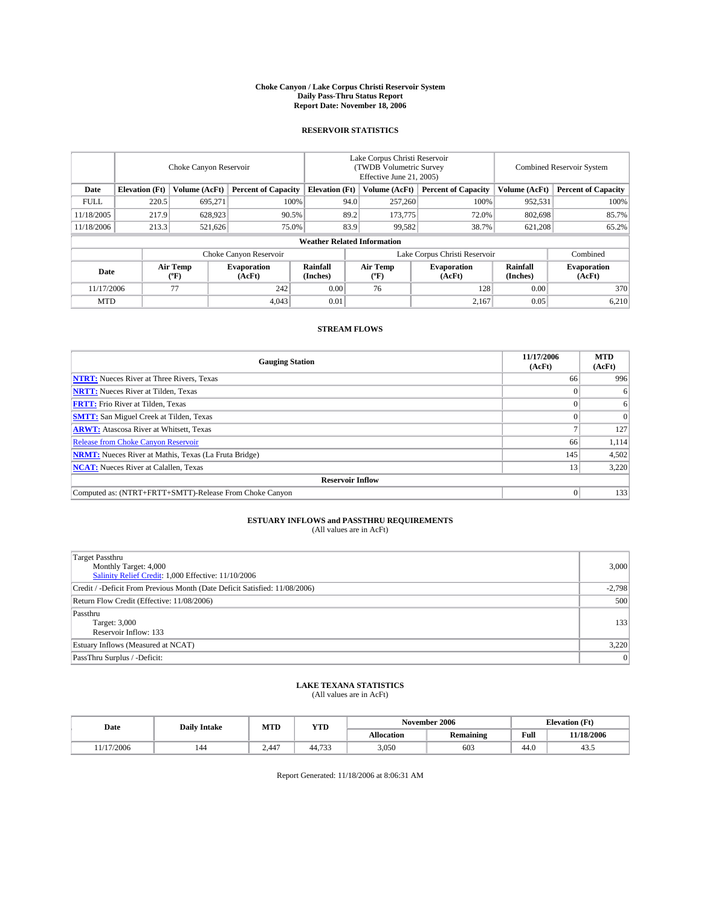# Choke Canyon / Lake Corpus Christi Reservoir System
## Daily Pass-Thru Status Report
### Report Date: November 18, 2006

## RESERVOIR STATISTICS

| | Choke Canyon Reservoir | | | Lake Corpus Christi Reservoir (TWDB Volumetric Survey Effective June 21, 2005) | | | Combined Reservoir System | |
|---|---|---|---|---|---|---|---|---|
| Date | Elevation (Ft) | Volume (AcFt) | Percent of Capacity | Elevation (Ft) | Volume (AcFt) | Percent of Capacity | Volume (AcFt) | Percent of Capacity |
| FULL | 220.5 | 695,271 | 100% | 94.0 | 257,260 | 100% | 952,531 | 100% |
| 11/18/2005 | 217.9 | 628,923 | 90.5% | 89.2 | 173,775 | 72.0% | 802,698 | 85.7% |
| 11/18/2006 | 213.3 | 521,626 | 75.0% | 83.9 | 99,582 | 38.7% | 621,208 | 65.2% |

**Weather Related Information**

| | Choke Canyon Reservoir | | | Lake Corpus Christi Reservoir | | | Combined |
|---|---|---|---|---|---|---|---|
| Date | Air Temp (ºF) | Evaporation (AcFt) | Rainfall (Inches) | Air Temp (ºF) | Evaporation (AcFt) | Rainfall (Inches) | Evaporation (AcFt) |
| 11/17/2006 | 77 | 242 | 0.00 | 76 | 128 | 0.00 | 370 |
| MTD | | 4,043 | 0.01 | | 2,167 | 0.05 | 6,210 |

## STREAM FLOWS

| Gauging Station | 11/17/2006 (AcFt) | MTD (AcFt) |
|---|---|---|
| **NTRT:** Nueces River at Three Rivers, Texas | 66 | 996 |
| **NRTT:** Nueces River at Tilden, Texas | 0 | 6 |
| **FRTT:** Frio River at Tilden, Texas | 0 | 6 |
| **SMTT:** San Miguel Creek at Tilden, Texas | 0 | 0 |
| **ARWT:** Atascosa River at Whitsett, Texas | 7 | 127 |
| Release from Choke Canyon Reservoir | 66 | 1,114 |
| **NRMT:** Nueces River at Mathis, Texas (La Fruta Bridge) | 145 | 4,502 |
| **NCAT:** Nueces River at Calallen, Texas | 13 | 3,220 |
| **Reservoir Inflow** | | |
| Computed as: (NTRT+FRTT+SMTT)-Release From Choke Canyon | 0 | 133 |

## ESTUARY INFLOWS and PASSTHRU REQUIREMENTS
(All values are in AcFt)

| | |
|---|---|
| Target Passthru<br>Monthly Target: 4,000<br>Salinity Relief Credit: 1,000 Effective: 11/10/2006 | 3,000 |
| Credit / -Deficit From Previous Month (Date Deficit Satisfied: 11/08/2006) | -2,798 |
| Return Flow Credit (Effective: 11/08/2006) | 500 |
| Passthru<br>Target: 3,000<br>Reservoir Inflow: 133 | 133 |
| Estuary Inflows (Measured at NCAT) | 3,220 |
| PassThru Surplus / -Deficit: | 0 |

## LAKE TEXANA STATISTICS
(All values are in AcFt)

| Date | Daily Intake | MTD | YTD | November 2006 | | Elevation (Ft) | |
|---|---|---|---|---|---|---|---|
| | | | | Allocation | Remaining | Full | 11/18/2006 |
| 11/17/2006 | 144 | 2,447 | 44,733 | 3,050 | 603 | 44.0 | 43.5 |

Report Generated: 11/18/2006 at 8:06:31 AM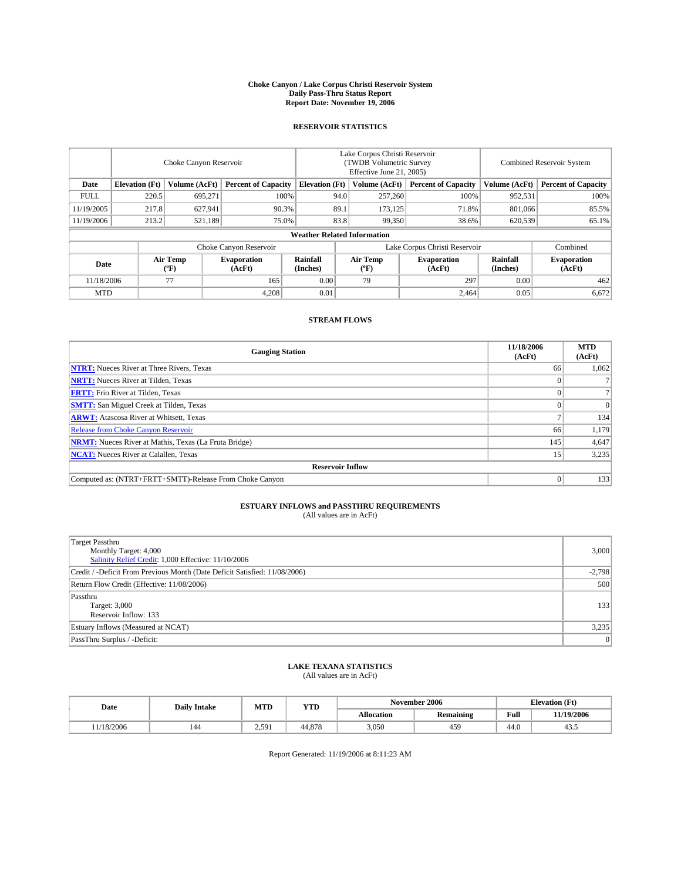**Choke Canyon / Lake Corpus Christi Reservoir System**
**Daily Pass-Thru Status Report**
**Report Date: November 19, 2006**

## RESERVOIR STATISTICS

| | Choke Canyon Reservoir | | | Lake Corpus Christi Reservoir (TWDB Volumetric Survey Effective June 21, 2005) | | | Combined Reservoir System | |
|---|---|---|---|---|---|---|---|---|
| **Date** | **Elevation (Ft)** | **Volume (AcFt)** | **Percent of Capacity** | **Elevation (Ft)** | **Volume (AcFt)** | **Percent of Capacity** | **Volume (AcFt)** | **Percent of Capacity** |
| FULL | 220.5 | 695,271 | 100% | 94.0 | 257,260 | 100% | 952,531 | 100% |
| 11/19/2005 | 217.8 | 627,941 | 90.3% | 89.1 | 173,125 | 71.8% | 801,066 | 85.5% |
| 11/19/2006 | 213.2 | 521,189 | 75.0% | 83.8 | 99,350 | 38.6% | 620,539 | 65.1% |

**Weather Related Information**

| | Choke Canyon Reservoir | | | Lake Corpus Christi Reservoir | | | Combined |
|---|---|---|---|---|---|---|---|
| **Date** | **Air Temp (°F)** | **Evaporation (AcFt)** | **Rainfall (Inches)** | **Air Temp (°F)** | **Evaporation (AcFt)** | **Rainfall (Inches)** | **Evaporation (AcFt)** |
| 11/18/2006 | 77 | 165 | 0.00 | 79 | 297 | 0.00 | 462 |
| MTD | | 4,208 | 0.01 | | 2,464 | 0.05 | 6,672 |

## STREAM FLOWS

| Gauging Station | 11/18/2006 (AcFt) | MTD (AcFt) |
|---|---|---|
| **NTRT:** Nueces River at Three Rivers, Texas | 66 | 1,062 |
| **NRTT:** Nueces River at Tilden, Texas | 0 | 7 |
| **FRTT:** Frio River at Tilden, Texas | 0 | 7 |
| **SMTT:** San Miguel Creek at Tilden, Texas | 0 | 0 |
| **ARWT:** Atascosa River at Whitsett, Texas | 7 | 134 |
| Release from Choke Canyon Reservoir | 66 | 1,179 |
| **NRMT:** Nueces River at Mathis, Texas (La Fruta Bridge) | 145 | 4,647 |
| **NCAT:** Nueces River at Calallen, Texas | 15 | 3,235 |
| **Reservoir Inflow** | | |
| Computed as: (NTRT+FRTT+SMTT)-Release From Choke Canyon | 0 | 133 |

## ESTUARY INFLOWS and PASSTHRU REQUIREMENTS

(All values are in AcFt)

| | |
|---|---|
| Target Passthru<br>Monthly Target: 4,000<br>Salinity Relief Credit: 1,000 Effective: 11/10/2006 | 3,000 |
| Credit / -Deficit From Previous Month (Date Deficit Satisfied: 11/08/2006) | -2,798 |
| Return Flow Credit (Effective: 11/08/2006) | 500 |
| Passthru<br>Target: 3,000<br>Reservoir Inflow: 133 | 133 |
| Estuary Inflows (Measured at NCAT) | 3,235 |
| PassThru Surplus / -Deficit: | 0 |

## LAKE TEXANA STATISTICS

(All values are in AcFt)

| Date | Daily Intake | MTD | YTD | November 2006 | | Elevation (Ft) | |
|---|---|---|---|---|---|---|---|
| | | | | **Allocation** | **Remaining** | **Full** | **11/19/2006** |
| 11/18/2006 | 144 | 2,591 | 44,878 | 3,050 | 459 | 44.0 | 43.5 |

Report Generated: 11/19/2006 at 8:11:23 AM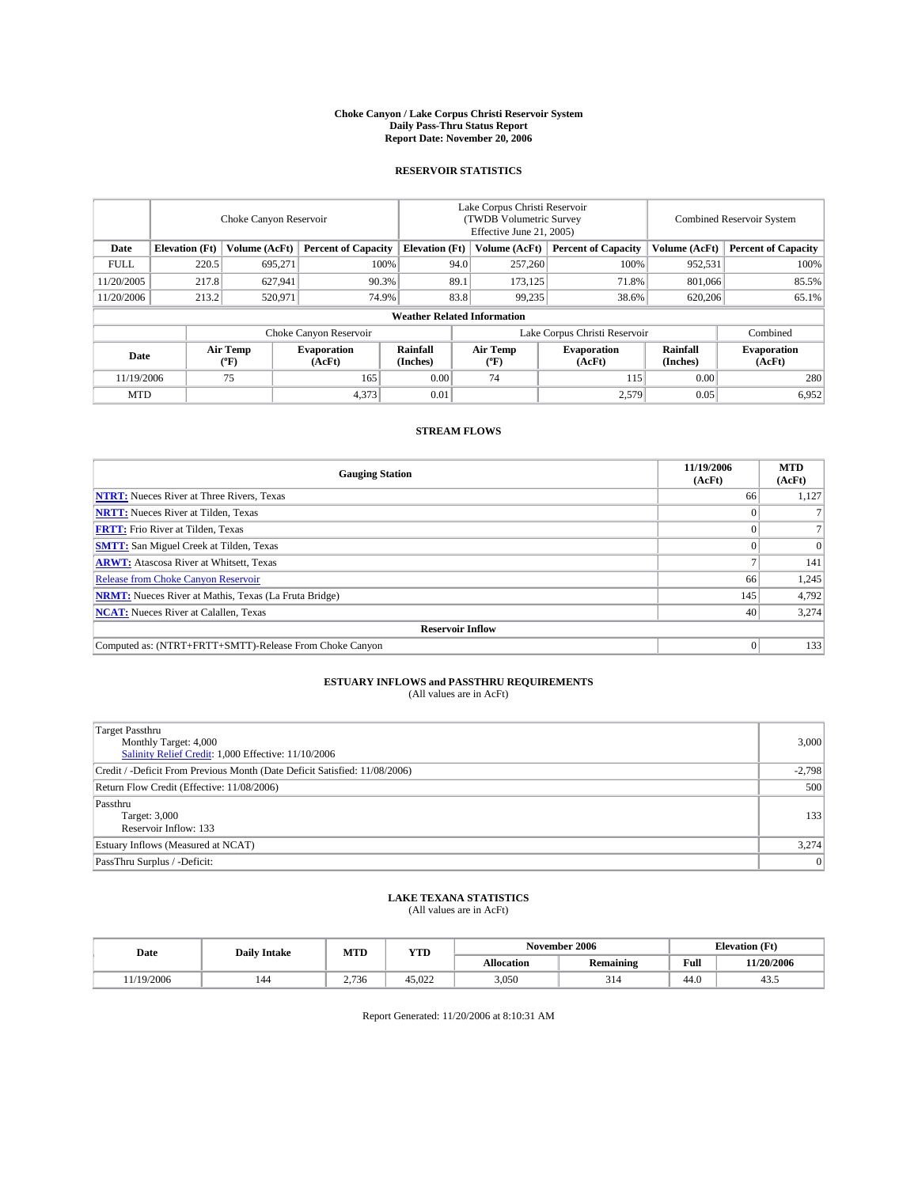# Choke Canyon / Lake Corpus Christi Reservoir System
## Daily Pass-Thru Status Report
## Report Date: November 20, 2006

### RESERVOIR STATISTICS

| | Choke Canyon Reservoir | | | Lake Corpus Christi Reservoir (TWDB Volumetric Survey Effective June 21, 2005) | | | Combined Reservoir System | |
|---|---|---|---|---|---|---|---|---|
| Date | Elevation (Ft) | Volume (AcFt) | Percent of Capacity | Elevation (Ft) | Volume (AcFt) | Percent of Capacity | Volume (AcFt) | Percent of Capacity |
| FULL | 220.5 | 695,271 | 100% | 94.0 | 257,260 | 100% | 952,531 | 100% |
| 11/20/2005 | 217.8 | 627,941 | 90.3% | 89.1 | 173,125 | 71.8% | 801,066 | 85.5% |
| 11/20/2006 | 213.2 | 520,971 | 74.9% | 83.8 | 99,235 | 38.6% | 620,206 | 65.1% |

**Weather Related Information**

| | Choke Canyon Reservoir | | | Lake Corpus Christi Reservoir | | | Combined |
|---|---|---|---|---|---|---|---|
| Date | Air Temp (°F) | Evaporation (AcFt) | Rainfall (Inches) | Air Temp (°F) | Evaporation (AcFt) | Rainfall (Inches) | Evaporation (AcFt) |
| 11/19/2006 | 75 | 165 | 0.00 | 74 | 115 | 0.00 | 280 |
| MTD | | 4,373 | 0.01 | | 2,579 | 0.05 | 6,952 |

### STREAM FLOWS

| Gauging Station | 11/19/2006 (AcFt) | MTD (AcFt) |
|---|---|---|
| **NTRT:** Nueces River at Three Rivers, Texas | 66 | 1,127 |
| **NRTT:** Nueces River at Tilden, Texas | 0 | 7 |
| **FRTT:** Frio River at Tilden, Texas | 0 | 7 |
| **SMTT:** San Miguel Creek at Tilden, Texas | 0 | 0 |
| **ARWT:** Atascosa River at Whitsett, Texas | 7 | 141 |
| Release from Choke Canyon Reservoir | 66 | 1,245 |
| **NRMT:** Nueces River at Mathis, Texas (La Fruta Bridge) | 145 | 4,792 |
| **NCAT:** Nueces River at Calallen, Texas | 40 | 3,274 |
| **Reservoir Inflow** | | |
| Computed as: (NTRT+FRTT+SMTT)-Release From Choke Canyon | 0 | 133 |

### ESTUARY INFLOWS and PASSTHRU REQUIREMENTS
(All values are in AcFt)

| | |
|---|---|
| Target Passthru<br>Monthly Target: 4,000<br>Salinity Relief Credit: 1,000 Effective: 11/10/2006 | 3,000 |
| Credit / -Deficit From Previous Month (Date Deficit Satisfied: 11/08/2006) | -2,798 |
| Return Flow Credit (Effective: 11/08/2006) | 500 |
| Passthru<br>Target: 3,000<br>Reservoir Inflow: 133 | 133 |
| Estuary Inflows (Measured at NCAT) | 3,274 |
| PassThru Surplus / -Deficit: | 0 |

### LAKE TEXANA STATISTICS
(All values are in AcFt)

| Date | Daily Intake | MTD | YTD | November 2006 | | Elevation (Ft) | |
|---|---|---|---|---|---|---|---|
| | | | | Allocation | Remaining | Full | 11/20/2006 |
| 11/19/2006 | 144 | 2,736 | 45,022 | 3,050 | 314 | 44.0 | 43.5 |

Report Generated: 11/20/2006 at 8:10:31 AM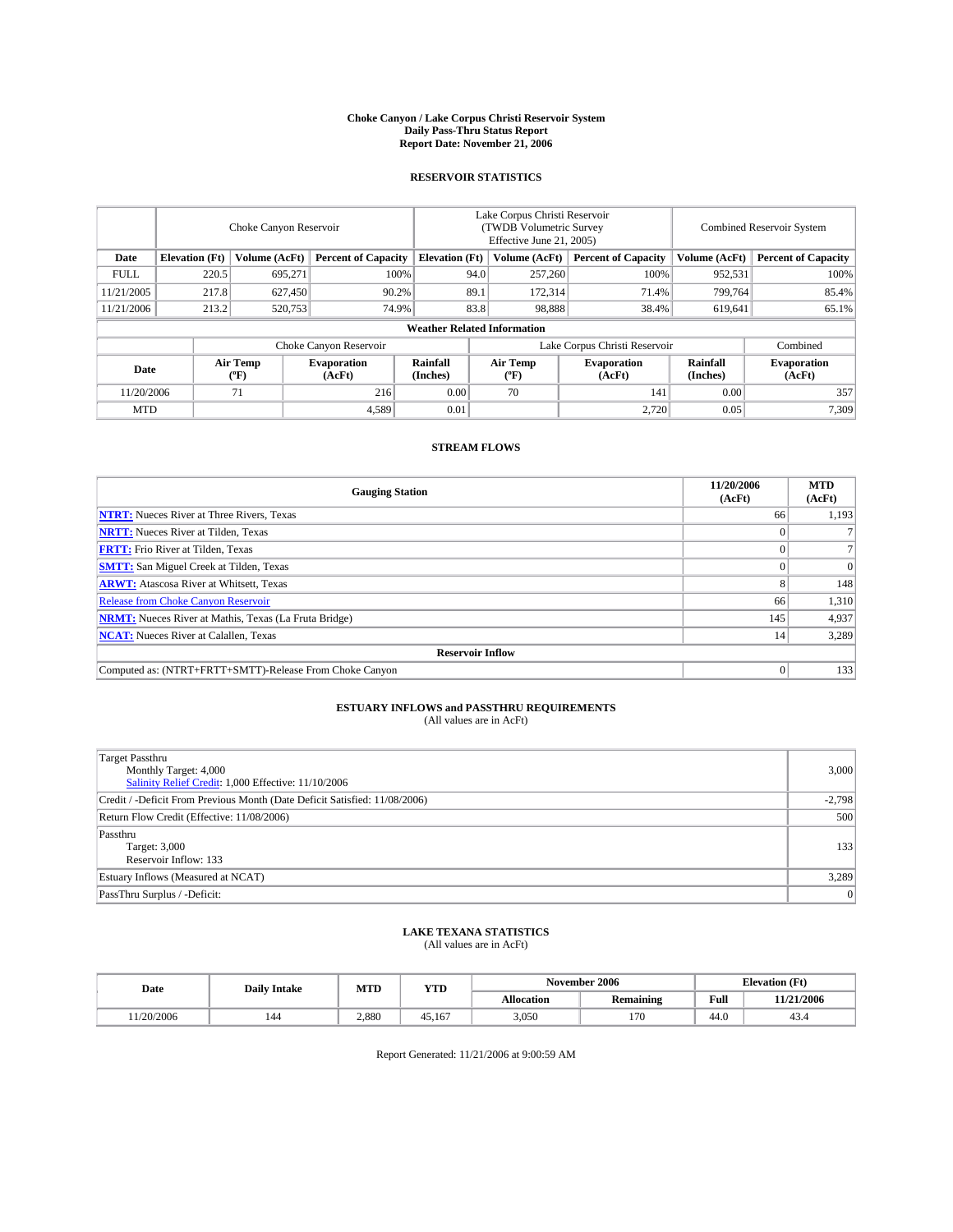# Choke Canyon / Lake Corpus Christi Reservoir System
## Daily Pass-Thru Status Report
### Report Date: November 21, 2006

## RESERVOIR STATISTICS

| | Choke Canyon Reservoir | | | Lake Corpus Christi Reservoir (TWDB Volumetric Survey Effective June 21, 2005) | | | Combined Reservoir System | |
|---|---|---|---|---|---|---|---|---|
| Date | Elevation (Ft) | Volume (AcFt) | Percent of Capacity | Elevation (Ft) | Volume (AcFt) | Percent of Capacity | Volume (AcFt) | Percent of Capacity |
| FULL | 220.5 | 695,271 | 100% | 94.0 | 257,260 | 100% | 952,531 | 100% |
| 11/21/2005 | 217.8 | 627,450 | 90.2% | 89.1 | 172,314 | 71.4% | 799,764 | 85.4% |
| 11/21/2006 | 213.2 | 520,753 | 74.9% | 83.8 | 98,888 | 38.4% | 619,641 | 65.1% |

**Weather Related Information**

| | Choke Canyon Reservoir | | | Lake Corpus Christi Reservoir | | | Combined |
|---|---|---|---|---|---|---|---|
| Date | Air Temp (°F) | Evaporation (AcFt) | Rainfall (Inches) | Air Temp (°F) | Evaporation (AcFt) | Rainfall (Inches) | Evaporation (AcFt) |
| 11/20/2006 | 71 | 216 | 0.00 | 70 | 141 | 0.00 | 357 |
| MTD | | 4,589 | 0.01 | | 2,720 | 0.05 | 7,309 |

## STREAM FLOWS

| Gauging Station | 11/20/2006 (AcFt) | MTD (AcFt) |
|---|---|---|
| **NTRT:** Nueces River at Three Rivers, Texas | 66 | 1,193 |
| **NRTT:** Nueces River at Tilden, Texas | 0 | 7 |
| **FRTT:** Frio River at Tilden, Texas | 0 | 7 |
| **SMTT:** San Miguel Creek at Tilden, Texas | 0 | 0 |
| **ARWT:** Atascosa River at Whitsett, Texas | 8 | 148 |
| Release from Choke Canyon Reservoir | 66 | 1,310 |
| **NRMT:** Nueces River at Mathis, Texas (La Fruta Bridge) | 145 | 4,937 |
| **NCAT:** Nueces River at Calallen, Texas | 14 | 3,289 |
| **Reservoir Inflow** | | |
| Computed as: (NTRT+FRTT+SMTT)-Release From Choke Canyon | 0 | 133 |

## ESTUARY INFLOWS and PASSTHRU REQUIREMENTS
(All values are in AcFt)

| | |
|---|---|
| Target Passthru<br>Monthly Target: 4,000<br>Salinity Relief Credit: 1,000 Effective: 11/10/2006 | 3,000 |
| Credit / -Deficit From Previous Month (Date Deficit Satisfied: 11/08/2006) | -2,798 |
| Return Flow Credit (Effective: 11/08/2006) | 500 |
| Passthru<br>Target: 3,000<br>Reservoir Inflow: 133 | 133 |
| Estuary Inflows (Measured at NCAT) | 3,289 |
| PassThru Surplus / -Deficit: | 0 |

## LAKE TEXANA STATISTICS
(All values are in AcFt)

| Date | Daily Intake | MTD | YTD | November 2006 | | Elevation (Ft) | |
|---|---|---|---|---|---|---|---|
| | | | | Allocation | Remaining | Full | 11/21/2006 |
| 11/20/2006 | 144 | 2,880 | 45,167 | 3,050 | 170 | 44.0 | 43.4 |

Report Generated: 11/21/2006 at 9:00:59 AM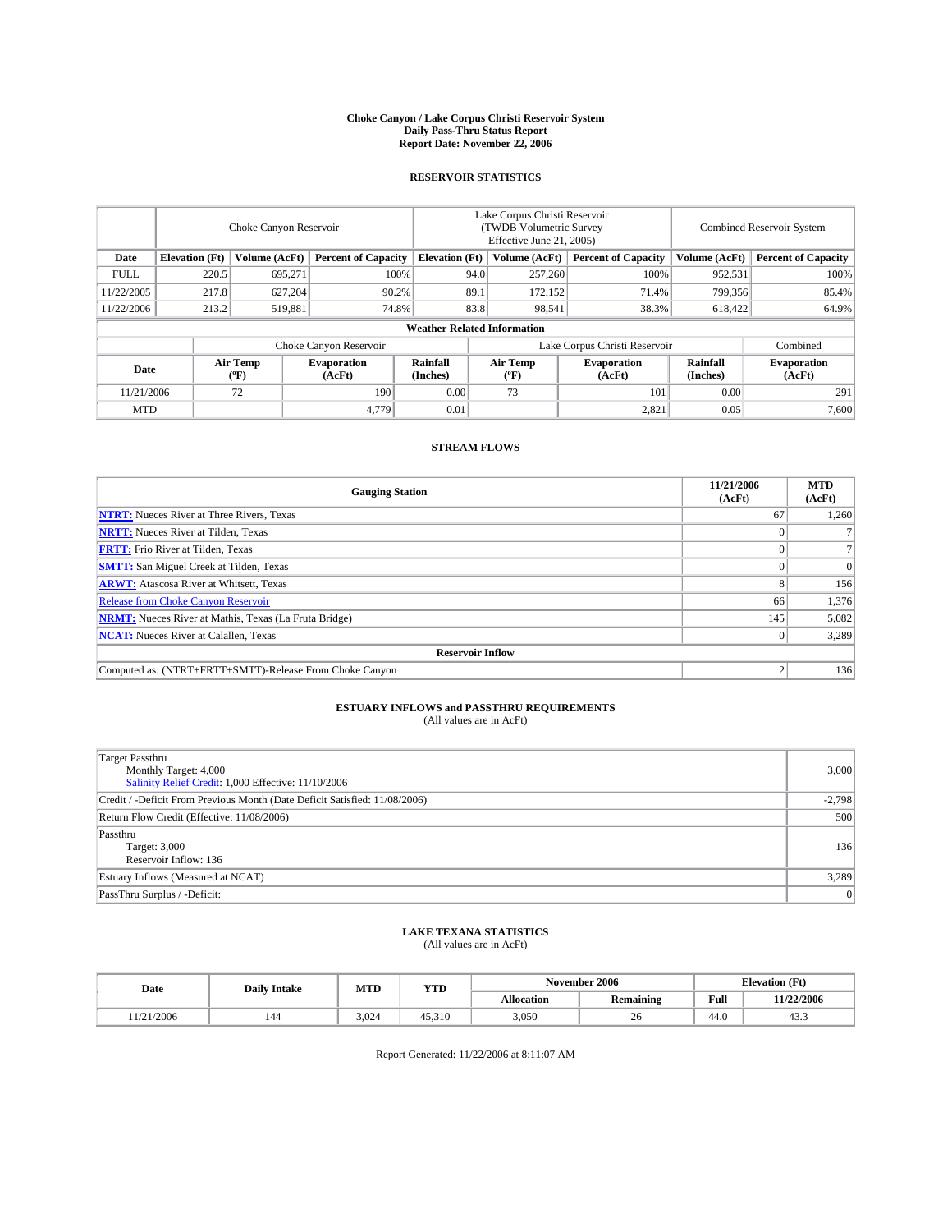# Choke Canyon / Lake Corpus Christi Reservoir System
## Daily Pass-Thru Status Report
## Report Date: November 22, 2006

### RESERVOIR STATISTICS

| | Choke Canyon Reservoir | | | Lake Corpus Christi Reservoir (TWDB Volumetric Survey Effective June 21, 2005) | | | Combined Reservoir System | |
|---|---|---|---|---|---|---|---|---|
| Date | Elevation (Ft) | Volume (AcFt) | Percent of Capacity | Elevation (Ft) | Volume (AcFt) | Percent of Capacity | Volume (AcFt) | Percent of Capacity |
| FULL | 220.5 | 695,271 | 100% | 94.0 | 257,260 | 100% | 952,531 | 100% |
| 11/22/2005 | 217.8 | 627,204 | 90.2% | 89.1 | 172,152 | 71.4% | 799,356 | 85.4% |
| 11/22/2006 | 213.2 | 519,881 | 74.8% | 83.8 | 98,541 | 38.3% | 618,422 | 64.9% |

**Weather Related Information**

| | Choke Canyon Reservoir | | | Lake Corpus Christi Reservoir | | | Combined |
|---|---|---|---|---|---|---|---|
| Date | Air Temp (ºF) | Evaporation (AcFt) | Rainfall (Inches) | Air Temp (ºF) | Evaporation (AcFt) | Rainfall (Inches) | Evaporation (AcFt) |
| 11/21/2006 | 72 | 190 | 0.00 | 73 | 101 | 0.00 | 291 |
| MTD | | 4,779 | 0.01 | | 2,821 | 0.05 | 7,600 |

### STREAM FLOWS

| Gauging Station | 11/21/2006 (AcFt) | MTD (AcFt) |
|---|---|---|
| NTRT: Nueces River at Three Rivers, Texas | 67 | 1,260 |
| NRTT: Nueces River at Tilden, Texas | 0 | 7 |
| FRTT: Frio River at Tilden, Texas | 0 | 7 |
| SMTT: San Miguel Creek at Tilden, Texas | 0 | 0 |
| ARWT: Atascosa River at Whitsett, Texas | 8 | 156 |
| Release from Choke Canyon Reservoir | 66 | 1,376 |
| NRMT: Nueces River at Mathis, Texas (La Fruta Bridge) | 145 | 5,082 |
| NCAT: Nueces River at Calallen, Texas | 0 | 3,289 |
| **Reservoir Inflow** | | |
| Computed as: (NTRT+FRTT+SMTT)-Release From Choke Canyon | 2 | 136 |

### ESTUARY INFLOWS and PASSTHRU REQUIREMENTS
(All values are in AcFt)

| | |
|---|---|
| Target Passthru<br>Monthly Target: 4,000<br>Salinity Relief Credit: 1,000 Effective: 11/10/2006 | 3,000 |
| Credit / -Deficit From Previous Month (Date Deficit Satisfied: 11/08/2006) | -2,798 |
| Return Flow Credit (Effective: 11/08/2006) | 500 |
| Passthru<br>Target: 3,000<br>Reservoir Inflow: 136 | 136 |
| Estuary Inflows (Measured at NCAT) | 3,289 |
| PassThru Surplus / -Deficit: | 0 |

### LAKE TEXANA STATISTICS
(All values are in AcFt)

| Date | Daily Intake | MTD | YTD | November 2006 | | Elevation (Ft) | |
|---|---|---|---|---|---|---|---|
| | | | | Allocation | Remaining | Full | 11/22/2006 |
| 11/21/2006 | 144 | 3,024 | 45,310 | 3,050 | 26 | 44.0 | 43.3 |

Report Generated: 11/22/2006 at 8:11:07 AM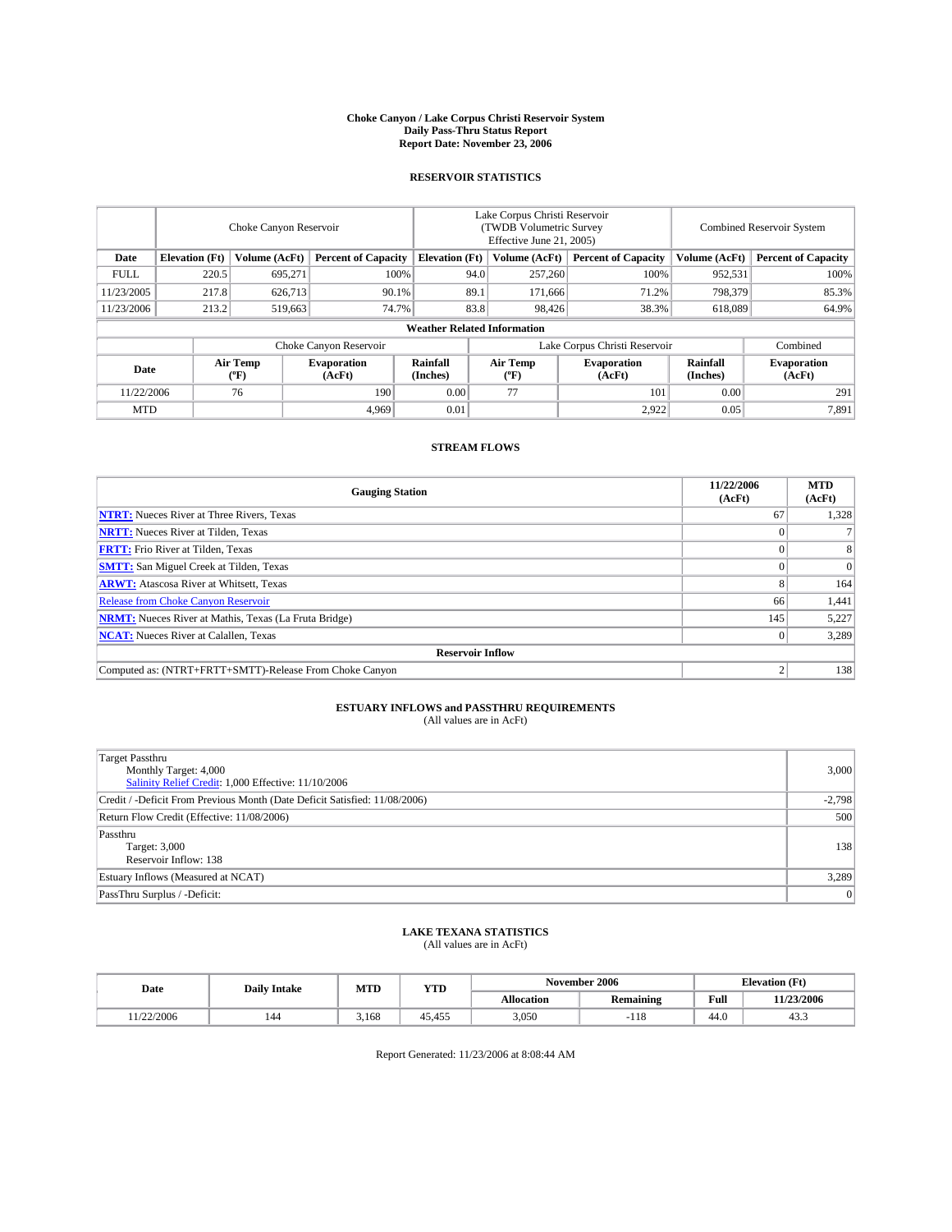**Choke Canyon / Lake Corpus Christi Reservoir System**
**Daily Pass-Thru Status Report**
**Report Date: November 23, 2006**

## RESERVOIR STATISTICS

| | Choke Canyon Reservoir | | | Lake Corpus Christi Reservoir (TWDB Volumetric Survey Effective June 21, 2005) | | | Combined Reservoir System | |
|---|---|---|---|---|---|---|---|---|
| Date | Elevation (Ft) | Volume (AcFt) | Percent of Capacity | Elevation (Ft) | Volume (AcFt) | Percent of Capacity | Volume (AcFt) | Percent of Capacity |
| FULL | 220.5 | 695,271 | 100% | 94.0 | 257,260 | 100% | 952,531 | 100% |
| 11/23/2005 | 217.8 | 626,713 | 90.1% | 89.1 | 171,666 | 71.2% | 798,379 | 85.3% |
| 11/23/2006 | 213.2 | 519,663 | 74.7% | 83.8 | 98,426 | 38.3% | 618,089 | 64.9% |

**Weather Related Information**

| | Choke Canyon Reservoir | | | Lake Corpus Christi Reservoir | | | Combined |
|---|---|---|---|---|---|---|---|
| Date | Air Temp (ºF) | Evaporation (AcFt) | Rainfall (Inches) | Air Temp (ºF) | Evaporation (AcFt) | Rainfall (Inches) | Evaporation (AcFt) |
| 11/22/2006 | 76 | 190 | 0.00 | 77 | 101 | 0.00 | 291 |
| MTD | | 4,969 | 0.01 | | 2,922 | 0.05 | 7,891 |

## STREAM FLOWS

| Gauging Station | 11/22/2006 (AcFt) | MTD (AcFt) |
|---|---|---|
| **NTRT:** Nueces River at Three Rivers, Texas | 67 | 1,328 |
| **NRTT:** Nueces River at Tilden, Texas | 0 | 7 |
| **FRTT:** Frio River at Tilden, Texas | 0 | 8 |
| **SMTT:** San Miguel Creek at Tilden, Texas | 0 | 0 |
| **ARWT:** Atascosa River at Whitsett, Texas | 8 | 164 |
| Release from Choke Canyon Reservoir | 66 | 1,441 |
| **NRMT:** Nueces River at Mathis, Texas (La Fruta Bridge) | 145 | 5,227 |
| **NCAT:** Nueces River at Calallen, Texas | 0 | 3,289 |
| **Reservoir Inflow** | | |
| Computed as: (NTRT+FRTT+SMTT)-Release From Choke Canyon | 2 | 138 |

## ESTUARY INFLOWS and PASSTHRU REQUIREMENTS
(All values are in AcFt)

| | |
|---|---|
| Target Passthru<br>Monthly Target: 4,000<br>Salinity Relief Credit: 1,000 Effective: 11/10/2006 | 3,000 |
| Credit / -Deficit From Previous Month (Date Deficit Satisfied: 11/08/2006) | -2,798 |
| Return Flow Credit (Effective: 11/08/2006) | 500 |
| Passthru<br>Target: 3,000<br>Reservoir Inflow: 138 | 138 |
| Estuary Inflows (Measured at NCAT) | 3,289 |
| PassThru Surplus / -Deficit: | 0 |

## LAKE TEXANA STATISTICS
(All values are in AcFt)

| Date | Daily Intake | MTD | YTD | November 2006 | | Elevation (Ft) | |
|---|---|---|---|---|---|---|---|
| | | | | Allocation | Remaining | Full | 11/23/2006 |
| 11/22/2006 | 144 | 3,168 | 45,455 | 3,050 | -118 | 44.0 | 43.3 |

Report Generated: 11/23/2006 at 8:08:44 AM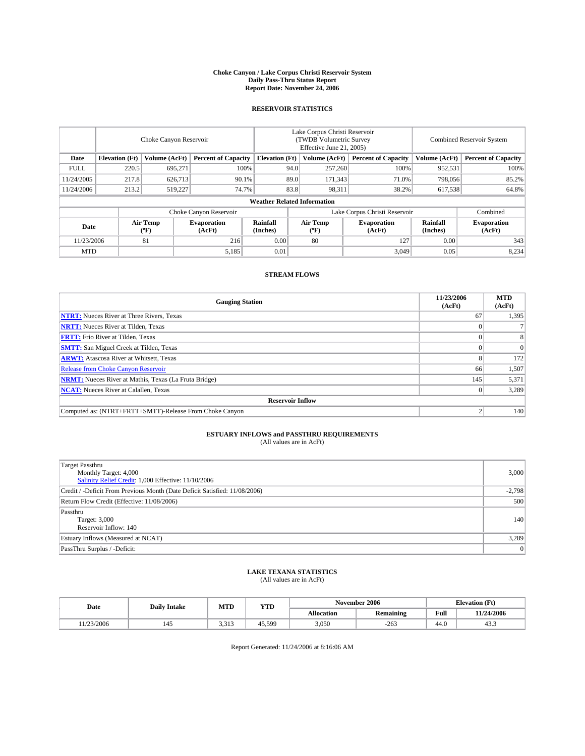# Choke Canyon / Lake Corpus Christi Reservoir System
## Daily Pass-Thru Status Report
### Report Date: November 24, 2006

## RESERVOIR STATISTICS

| | Choke Canyon Reservoir | | | Lake Corpus Christi Reservoir (TWDB Volumetric Survey Effective June 21, 2005) | | | Combined Reservoir System | |
|---|---|---|---|---|---|---|---|---|
| Date | Elevation (Ft) | Volume (AcFt) | Percent of Capacity | Elevation (Ft) | Volume (AcFt) | Percent of Capacity | Volume (AcFt) | Percent of Capacity |
| FULL | 220.5 | 695,271 | 100% | 94.0 | 257,260 | 100% | 952,531 | 100% |
| 11/24/2005 | 217.8 | 626,713 | 90.1% | 89.0 | 171,343 | 71.0% | 798,056 | 85.2% |
| 11/24/2006 | 213.2 | 519,227 | 74.7% | 83.8 | 98,311 | 38.2% | 617,538 | 64.8% |

### Weather Related Information

| | Choke Canyon Reservoir | | | Lake Corpus Christi Reservoir | | | Combined |
|---|---|---|---|---|---|---|---|
| Date | Air Temp (ºF) | Evaporation (AcFt) | Rainfall (Inches) | Air Temp (ºF) | Evaporation (AcFt) | Rainfall (Inches) | Evaporation (AcFt) |
| 11/23/2006 | 81 | 216 | 0.00 | 80 | 127 | 0.00 | 343 |
| MTD | | 5,185 | 0.01 | | 3,049 | 0.05 | 8,234 |

## STREAM FLOWS

| Gauging Station | 11/23/2006 (AcFt) | MTD (AcFt) |
|---|---|---|
| **NTRT:** Nueces River at Three Rivers, Texas | 67 | 1,395 |
| **NRTT:** Nueces River at Tilden, Texas | 0 | 7 |
| **FRTT:** Frio River at Tilden, Texas | 0 | 8 |
| **SMTT:** San Miguel Creek at Tilden, Texas | 0 | 0 |
| **ARWT:** Atascosa River at Whitsett, Texas | 8 | 172 |
| Release from Choke Canyon Reservoir | 66 | 1,507 |
| **NRMT:** Nueces River at Mathis, Texas (La Fruta Bridge) | 145 | 5,371 |
| **NCAT:** Nueces River at Calallen, Texas | 0 | 3,289 |
| **Reservoir Inflow** | | |
| Computed as: (NTRT+FRTT+SMTT)-Release From Choke Canyon | 2 | 140 |

## ESTUARY INFLOWS and PASSTHRU REQUIREMENTS
(All values are in AcFt)

| | |
|---|---|
| Target Passthru<br>Monthly Target: 4,000<br>Salinity Relief Credit: 1,000 Effective: 11/10/2006 | 3,000 |
| Credit / -Deficit From Previous Month (Date Deficit Satisfied: 11/08/2006) | -2,798 |
| Return Flow Credit (Effective: 11/08/2006) | 500 |
| Passthru<br>Target: 3,000<br>Reservoir Inflow: 140 | 140 |
| Estuary Inflows (Measured at NCAT) | 3,289 |
| PassThru Surplus / -Deficit: | 0 |

## LAKE TEXANA STATISTICS
(All values are in AcFt)

| Date | Daily Intake | MTD | YTD | November 2006 | | Elevation (Ft) | |
|---|---|---|---|---|---|---|---|
| | | | | Allocation | Remaining | Full | 11/24/2006 |
| 11/23/2006 | 145 | 3,313 | 45,599 | 3,050 | -263 | 44.0 | 43.3 |

Report Generated: 11/24/2006 at 8:16:06 AM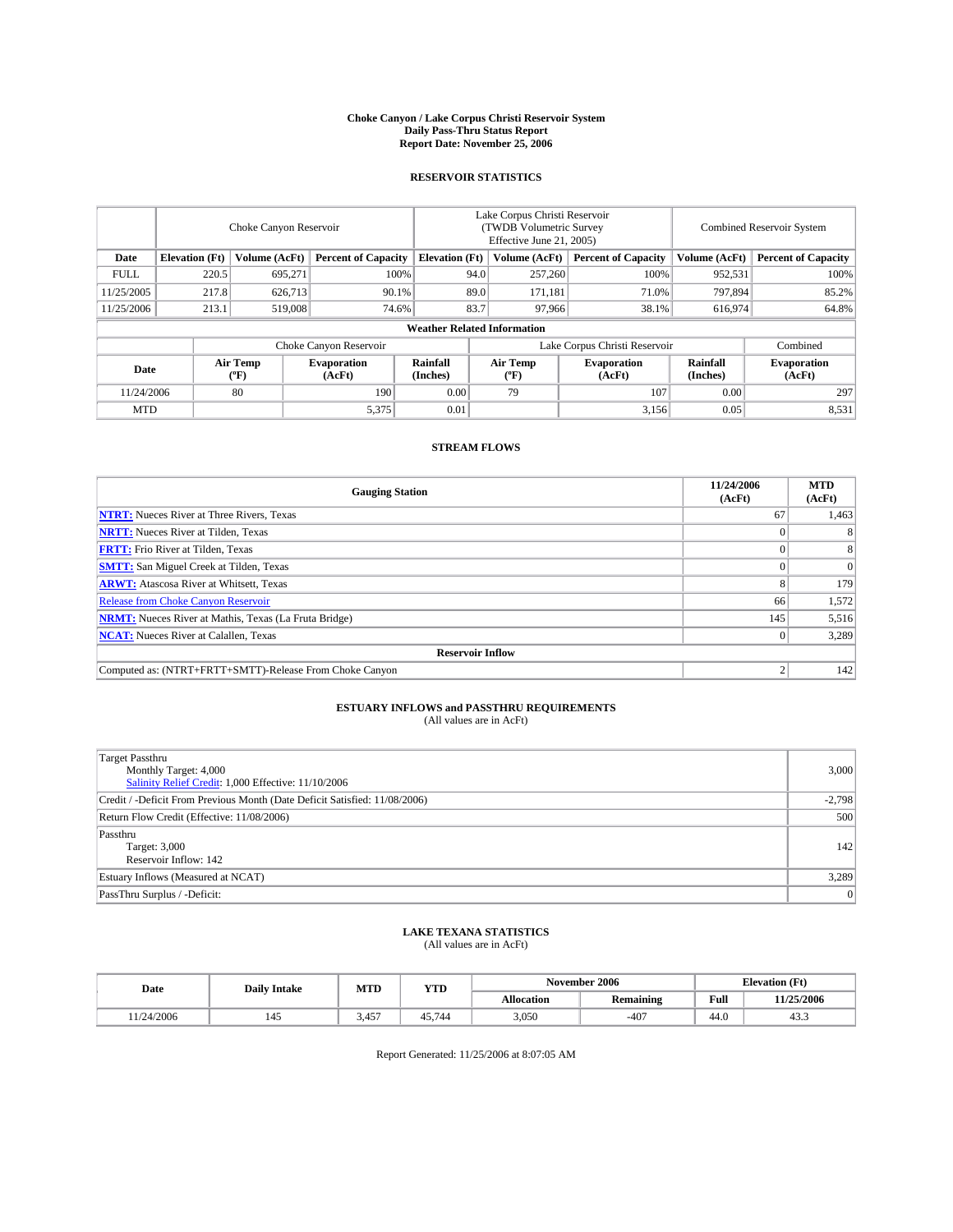# Choke Canyon / Lake Corpus Christi Reservoir System
## Daily Pass-Thru Status Report
## Report Date: November 25, 2006

### RESERVOIR STATISTICS

| | Choke Canyon Reservoir | | | Lake Corpus Christi Reservoir (TWDB Volumetric Survey Effective June 21, 2005) | | | Combined Reservoir System | |
|---|---|---|---|---|---|---|---|---|
| Date | Elevation (Ft) | Volume (AcFt) | Percent of Capacity | Elevation (Ft) | Volume (AcFt) | Percent of Capacity | Volume (AcFt) | Percent of Capacity |
| FULL | 220.5 | 695,271 | 100% | 94.0 | 257,260 | 100% | 952,531 | 100% |
| 11/25/2005 | 217.8 | 626,713 | 90.1% | 89.0 | 171,181 | 71.0% | 797,894 | 85.2% |
| 11/25/2006 | 213.1 | 519,008 | 74.6% | 83.7 | 97,966 | 38.1% | 616,974 | 64.8% |

**Weather Related Information**

| | Choke Canyon Reservoir | | | Lake Corpus Christi Reservoir | | | Combined |
|---|---|---|---|---|---|---|---|
| Date | Air Temp (ºF) | Evaporation (AcFt) | Rainfall (Inches) | Air Temp (ºF) | Evaporation (AcFt) | Rainfall (Inches) | Evaporation (AcFt) |
| 11/24/2006 | 80 | 190 | 0.00 | 79 | 107 | 0.00 | 297 |
| MTD | | 5,375 | 0.01 | | 3,156 | 0.05 | 8,531 |

### STREAM FLOWS

| Gauging Station | 11/24/2006 (AcFt) | MTD (AcFt) |
|---|---|---|
| **NTRT:** Nueces River at Three Rivers, Texas | 67 | 1,463 |
| **NRTT:** Nueces River at Tilden, Texas | 0 | 8 |
| **FRTT:** Frio River at Tilden, Texas | 0 | 8 |
| **SMTT:** San Miguel Creek at Tilden, Texas | 0 | 0 |
| **ARWT:** Atascosa River at Whitsett, Texas | 8 | 179 |
| Release from Choke Canyon Reservoir | 66 | 1,572 |
| **NRMT:** Nueces River at Mathis, Texas (La Fruta Bridge) | 145 | 5,516 |
| **NCAT:** Nueces River at Calallen, Texas | 0 | 3,289 |
| **Reservoir Inflow** | | |
| Computed as: (NTRT+FRTT+SMTT)-Release From Choke Canyon | 2 | 142 |

### ESTUARY INFLOWS and PASSTHRU REQUIREMENTS
(All values are in AcFt)

| | |
|---|---|
| Target Passthru<br>Monthly Target: 4,000<br>Salinity Relief Credit: 1,000 Effective: 11/10/2006 | 3,000 |
| Credit / -Deficit From Previous Month (Date Deficit Satisfied: 11/08/2006) | -2,798 |
| Return Flow Credit (Effective: 11/08/2006) | 500 |
| Passthru<br>Target: 3,000<br>Reservoir Inflow: 142 | 142 |
| Estuary Inflows (Measured at NCAT) | 3,289 |
| PassThru Surplus / -Deficit: | 0 |

### LAKE TEXANA STATISTICS
(All values are in AcFt)

| Date | Daily Intake | MTD | YTD | November 2006 | | Elevation (Ft) | |
|---|---|---|---|---|---|---|---|
| | | | | Allocation | Remaining | Full | 11/25/2006 |
| 11/24/2006 | 145 | 3,457 | 45,744 | 3,050 | -407 | 44.0 | 43.3 |

Report Generated: 11/25/2006 at 8:07:05 AM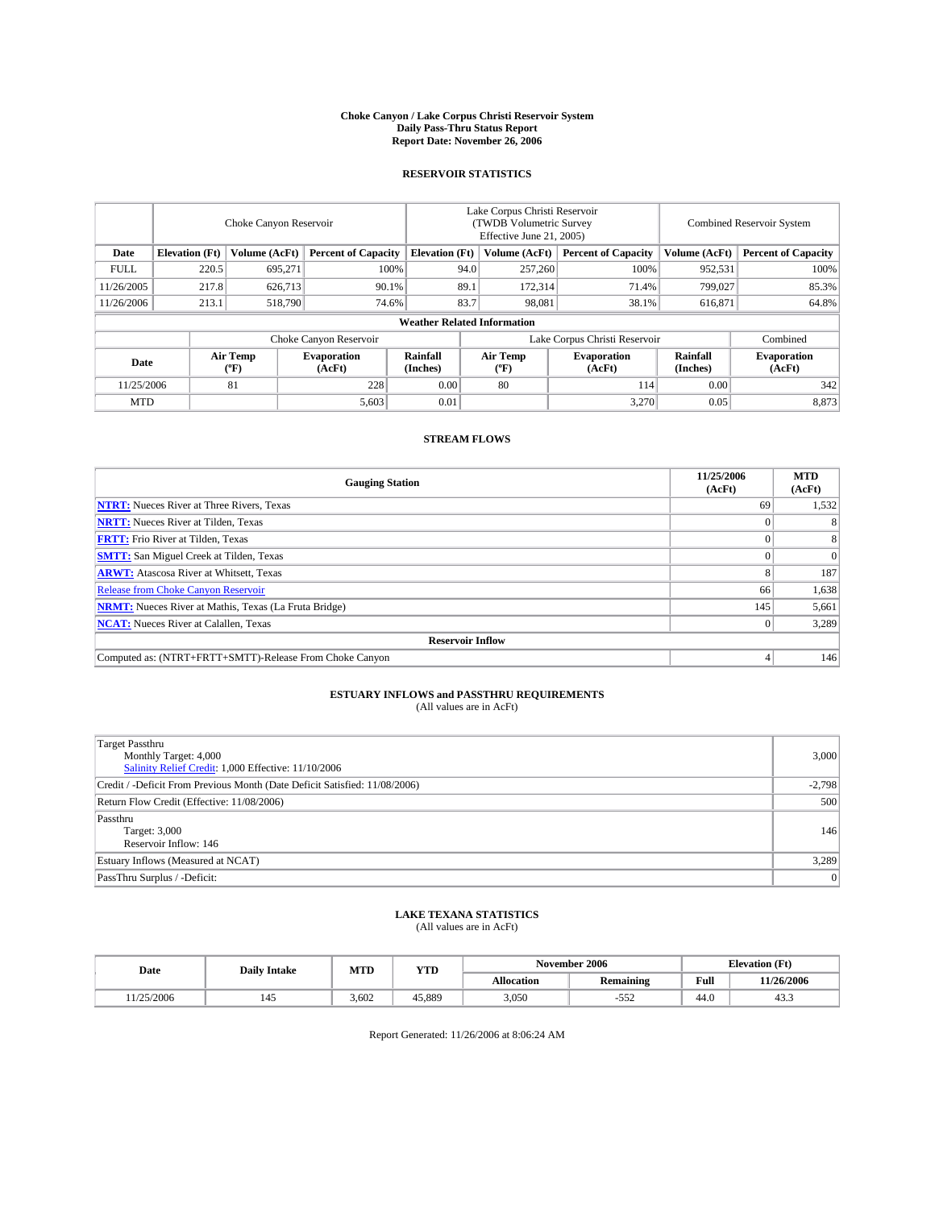# Choke Canyon / Lake Corpus Christi Reservoir System
## Daily Pass-Thru Status Report
## Report Date: November 26, 2006

### RESERVOIR STATISTICS

| | Choke Canyon Reservoir | | | Lake Corpus Christi Reservoir (TWDB Volumetric Survey Effective June 21, 2005) | | | Combined Reservoir System | |
|---|---|---|---|---|---|---|---|---|
| Date | Elevation (Ft) | Volume (AcFt) | Percent of Capacity | Elevation (Ft) | Volume (AcFt) | Percent of Capacity | Volume (AcFt) | Percent of Capacity |
| FULL | 220.5 | 695,271 | 100% | 94.0 | 257,260 | 100% | 952,531 | 100% |
| 11/26/2005 | 217.8 | 626,713 | 90.1% | 89.1 | 172,314 | 71.4% | 799,027 | 85.3% |
| 11/26/2006 | 213.1 | 518,790 | 74.6% | 83.7 | 98,081 | 38.1% | 616,871 | 64.8% |

**Weather Related Information**

| | Choke Canyon Reservoir | | | Lake Corpus Christi Reservoir | | | Combined |
|---|---|---|---|---|---|---|---|
| Date | Air Temp (ºF) | Evaporation (AcFt) | Rainfall (Inches) | Air Temp (ºF) | Evaporation (AcFt) | Rainfall (Inches) | Evaporation (AcFt) |
| 11/25/2006 | 81 | 228 | 0.00 | 80 | 114 | 0.00 | 342 |
| MTD | | 5,603 | 0.01 | | 3,270 | 0.05 | 8,873 |

### STREAM FLOWS

| Gauging Station | 11/25/2006 (AcFt) | MTD (AcFt) |
|---|---|---|
| NTRT: Nueces River at Three Rivers, Texas | 69 | 1,532 |
| NRTT: Nueces River at Tilden, Texas | 0 | 8 |
| FRTT: Frio River at Tilden, Texas | 0 | 8 |
| SMTT: San Miguel Creek at Tilden, Texas | 0 | 0 |
| ARWT: Atascosa River at Whitsett, Texas | 8 | 187 |
| Release from Choke Canyon Reservoir | 66 | 1,638 |
| NRMT: Nueces River at Mathis, Texas (La Fruta Bridge) | 145 | 5,661 |
| NCAT: Nueces River at Calallen, Texas | 0 | 3,289 |
| **Reservoir Inflow** | | |
| Computed as: (NTRT+FRTT+SMTT)-Release From Choke Canyon | 4 | 146 |

### ESTUARY INFLOWS and PASSTHRU REQUIREMENTS
(All values are in AcFt)

| | |
|---|---|
| Target Passthru<br>Monthly Target: 4,000<br>Salinity Relief Credit: 1,000 Effective: 11/10/2006 | 3,000 |
| Credit / -Deficit From Previous Month (Date Deficit Satisfied: 11/08/2006) | -2,798 |
| Return Flow Credit (Effective: 11/08/2006) | 500 |
| Passthru<br>Target: 3,000<br>Reservoir Inflow: 146 | 146 |
| Estuary Inflows (Measured at NCAT) | 3,289 |
| PassThru Surplus / -Deficit: | 0 |

### LAKE TEXANA STATISTICS
(All values are in AcFt)

| Date | Daily Intake | MTD | YTD | November 2006 | | Elevation (Ft) | |
|---|---|---|---|---|---|---|---|
| | | | | Allocation | Remaining | Full | 11/26/2006 |
| 11/25/2006 | 145 | 3,602 | 45,889 | 3,050 | -552 | 44.0 | 43.3 |

Report Generated: 11/26/2006 at 8:06:24 AM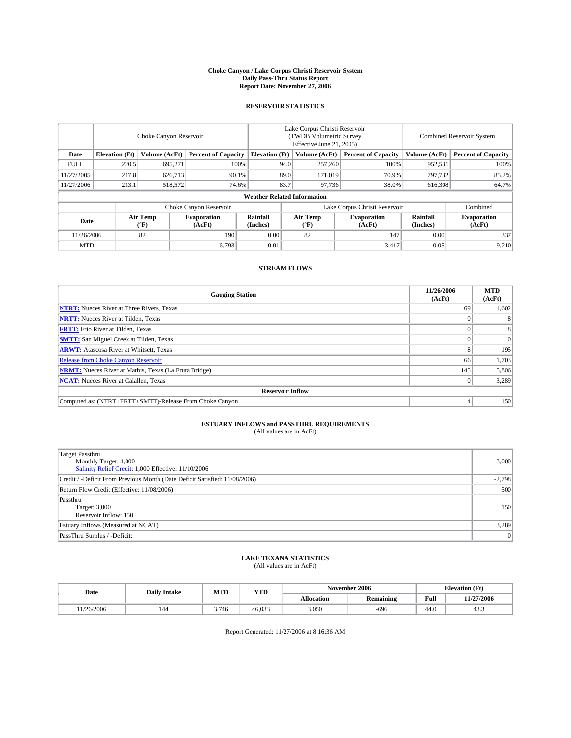# Choke Canyon / Lake Corpus Christi Reservoir System
## Daily Pass-Thru Status Report
### Report Date: November 27, 2006

## RESERVOIR STATISTICS

| | Choke Canyon Reservoir | | | Lake Corpus Christi Reservoir (TWDB Volumetric Survey Effective June 21, 2005) | | | Combined Reservoir System | |
|---|---|---|---|---|---|---|---|---|
| Date | Elevation (Ft) | Volume (AcFt) | Percent of Capacity | Elevation (Ft) | Volume (AcFt) | Percent of Capacity | Volume (AcFt) | Percent of Capacity |
| FULL | 220.5 | 695,271 | 100% | 94.0 | 257,260 | 100% | 952,531 | 100% |
| 11/27/2005 | 217.8 | 626,713 | 90.1% | 89.0 | 171,019 | 70.9% | 797,732 | 85.2% |
| 11/27/2006 | 213.1 | 518,572 | 74.6% | 83.7 | 97,736 | 38.0% | 616,308 | 64.7% |

### Weather Related Information

| | Choke Canyon Reservoir | | | Lake Corpus Christi Reservoir | | | Combined |
|---|---|---|---|---|---|---|---|
| Date | Air Temp (°F) | Evaporation (AcFt) | Rainfall (Inches) | Air Temp (°F) | Evaporation (AcFt) | Rainfall (Inches) | Evaporation (AcFt) |
| 11/26/2006 | 82 | 190 | 0.00 | 82 | 147 | 0.00 | 337 |
| MTD | | 5,793 | 0.01 | | 3,417 | 0.05 | 9,210 |

## STREAM FLOWS

| Gauging Station | 11/26/2006 (AcFt) | MTD (AcFt) |
|---|---|---|
| **NTRT:** Nueces River at Three Rivers, Texas | 69 | 1,602 |
| **NRTT:** Nueces River at Tilden, Texas | 0 | 8 |
| **FRTT:** Frio River at Tilden, Texas | 0 | 8 |
| **SMTT:** San Miguel Creek at Tilden, Texas | 0 | 0 |
| **ARWT:** Atascosa River at Whitsett, Texas | 8 | 195 |
| Release from Choke Canyon Reservoir | 66 | 1,703 |
| **NRMT:** Nueces River at Mathis, Texas (La Fruta Bridge) | 145 | 5,806 |
| **NCAT:** Nueces River at Calallen, Texas | 0 | 3,289 |
| **Reservoir Inflow** | | |
| Computed as: (NTRT+FRTT+SMTT)-Release From Choke Canyon | 4 | 150 |

## ESTUARY INFLOWS and PASSTHRU REQUIREMENTS
(All values are in AcFt)

| | |
|---|---|
| Target Passthru<br>Monthly Target: 4,000<br>Salinity Relief Credit: 1,000 Effective: 11/10/2006 | 3,000 |
| Credit / -Deficit From Previous Month (Date Deficit Satisfied: 11/08/2006) | -2,798 |
| Return Flow Credit (Effective: 11/08/2006) | 500 |
| Passthru<br>Target: 3,000<br>Reservoir Inflow: 150 | 150 |
| Estuary Inflows (Measured at NCAT) | 3,289 |
| PassThru Surplus / -Deficit: | 0 |

## LAKE TEXANA STATISTICS
(All values are in AcFt)

| Date | Daily Intake | MTD | YTD | November 2006 | | Elevation (Ft) | |
|---|---|---|---|---|---|---|---|
| | | | | Allocation | Remaining | Full | 11/27/2006 |
| 11/26/2006 | 144 | 3,746 | 46,033 | 3,050 | -696 | 44.0 | 43.3 |

Report Generated: 11/27/2006 at 8:16:36 AM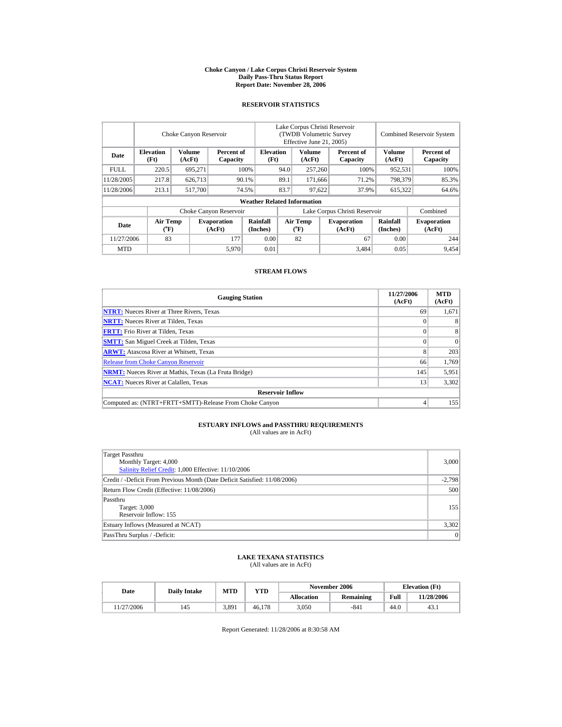**Choke Canyon / Lake Corpus Christi Reservoir System**
**Daily Pass-Thru Status Report**
**Report Date: November 28, 2006**

## RESERVOIR STATISTICS

| | Choke Canyon Reservoir | | | Lake Corpus Christi Reservoir (TWDB Volumetric Survey Effective June 21, 2005) | | | Combined Reservoir System | |
|---|---|---|---|---|---|---|---|---|
| **Date** | **Elevation (Ft)** | **Volume (AcFt)** | **Percent of Capacity** | **Elevation (Ft)** | **Volume (AcFt)** | **Percent of Capacity** | **Volume (AcFt)** | **Percent of Capacity** |
| FULL | 220.5 | 695,271 | 100% | 94.0 | 257,260 | 100% | 952,531 | 100% |
| 11/28/2005 | 217.8 | 626,713 | 90.1% | 89.1 | 171,666 | 71.2% | 798,379 | 85.3% |
| 11/28/2006 | 213.1 | 517,700 | 74.5% | 83.7 | 97,622 | 37.9% | 615,322 | 64.6% |

**Weather Related Information**

| | Choke Canyon Reservoir | | | Lake Corpus Christi Reservoir | | | Combined |
|---|---|---|---|---|---|---|---|
| **Date** | **Air Temp (°F)** | **Evaporation (AcFt)** | **Rainfall (Inches)** | **Air Temp (°F)** | **Evaporation (AcFt)** | **Rainfall (Inches)** | **Evaporation (AcFt)** |
| 11/27/2006 | 83 | 177 | 0.00 | 82 | 67 | 0.00 | 244 |
| MTD | | 5,970 | 0.01 | | 3,484 | 0.05 | 9,454 |

## STREAM FLOWS

| Gauging Station | 11/27/2006 (AcFt) | MTD (AcFt) |
|---|---|---|
| NTRT: Nueces River at Three Rivers, Texas | 69 | 1,671 |
| NRTT: Nueces River at Tilden, Texas | 0 | 8 |
| FRTT: Frio River at Tilden, Texas | 0 | 8 |
| SMTT: San Miguel Creek at Tilden, Texas | 0 | 0 |
| ARWT: Atascosa River at Whitsett, Texas | 8 | 203 |
| Release from Choke Canyon Reservoir | 66 | 1,769 |
| NRMT: Nueces River at Mathis, Texas (La Fruta Bridge) | 145 | 5,951 |
| NCAT: Nueces River at Calallen, Texas | 13 | 3,302 |
| **Reservoir Inflow** | | |
| Computed as: (NTRT+FRTT+SMTT)-Release From Choke Canyon | 4 | 155 |

## ESTUARY INFLOWS and PASSTHRU REQUIREMENTS

(All values are in AcFt)

| | |
|---|---|
| Target Passthru<br>Monthly Target: 4,000<br>Salinity Relief Credit: 1,000 Effective: 11/10/2006 | 3,000 |
| Credit / -Deficit From Previous Month (Date Deficit Satisfied: 11/08/2006) | -2,798 |
| Return Flow Credit (Effective: 11/08/2006) | 500 |
| Passthru<br>Target: 3,000<br>Reservoir Inflow: 155 | 155 |
| Estuary Inflows (Measured at NCAT) | 3,302 |
| PassThru Surplus / -Deficit: | 0 |

## LAKE TEXANA STATISTICS

(All values are in AcFt)

| Date | Daily Intake | MTD | YTD | November 2006 | | Elevation (Ft) | |
|---|---|---|---|---|---|---|---|
| | | | | **Allocation** | **Remaining** | **Full** | **11/28/2006** |
| 11/27/2006 | 145 | 3,891 | 46,178 | 3,050 | -841 | 44.0 | 43.1 |

Report Generated: 11/28/2006 at 8:30:58 AM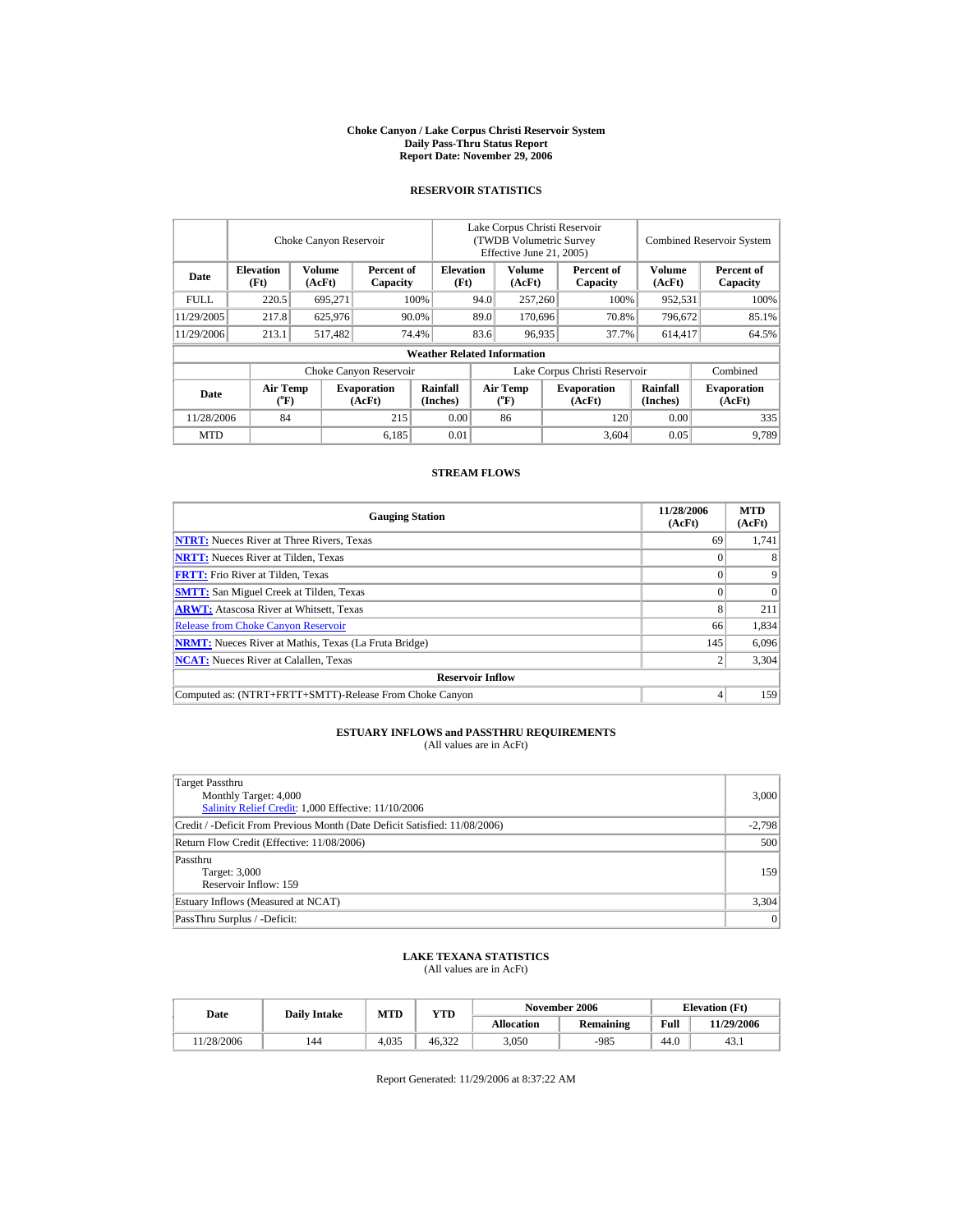# Choke Canyon / Lake Corpus Christi Reservoir System
## Daily Pass-Thru Status Report
## Report Date: November 29, 2006

### RESERVOIR STATISTICS

| | Choke Canyon Reservoir | | | Lake Corpus Christi Reservoir (TWDB Volumetric Survey Effective June 21, 2005) | | | Combined Reservoir System | |
|---|---|---|---|---|---|---|---|---|
| **Date** | **Elevation (Ft)** | **Volume (AcFt)** | **Percent of Capacity** | **Elevation (Ft)** | **Volume (AcFt)** | **Percent of Capacity** | **Volume (AcFt)** | **Percent of Capacity** |
| FULL | 220.5 | 695,271 | 100% | 94.0 | 257,260 | 100% | 952,531 | 100% |
| 11/29/2005 | 217.8 | 625,976 | 90.0% | 89.0 | 170,696 | 70.8% | 796,672 | 85.1% |
| 11/29/2006 | 213.1 | 517,482 | 74.4% | 83.6 | 96,935 | 37.7% | 614,417 | 64.5% |

**Weather Related Information**

| | Choke Canyon Reservoir | | | Lake Corpus Christi Reservoir | | | Combined |
|---|---|---|---|---|---|---|---|
| **Date** | **Air Temp (°F)** | **Evaporation (AcFt)** | **Rainfall (Inches)** | **Air Temp (°F)** | **Evaporation (AcFt)** | **Rainfall (Inches)** | **Evaporation (AcFt)** |
| 11/28/2006 | 84 | 215 | 0.00 | 86 | 120 | 0.00 | 335 |
| MTD | | 6,185 | 0.01 | | 3,604 | 0.05 | 9,789 |

### STREAM FLOWS

| Gauging Station | 11/28/2006 (AcFt) | MTD (AcFt) |
|---|---|---|
| **NTRT:** Nueces River at Three Rivers, Texas | 69 | 1,741 |
| **NRTT:** Nueces River at Tilden, Texas | 0 | 8 |
| **FRTT:** Frio River at Tilden, Texas | 0 | 9 |
| **SMTT:** San Miguel Creek at Tilden, Texas | 0 | 0 |
| **ARWT:** Atascosa River at Whitsett, Texas | 8 | 211 |
| Release from Choke Canyon Reservoir | 66 | 1,834 |
| **NRMT:** Nueces River at Mathis, Texas (La Fruta Bridge) | 145 | 6,096 |
| **NCAT:** Nueces River at Calallen, Texas | 2 | 3,304 |
| **Reservoir Inflow** | | |
| Computed as: (NTRT+FRTT+SMTT)-Release From Choke Canyon | 4 | 159 |

### ESTUARY INFLOWS and PASSTHRU REQUIREMENTS
(All values are in AcFt)

| | |
|---|---|
| Target Passthru<br>Monthly Target: 4,000<br>Salinity Relief Credit: 1,000 Effective: 11/10/2006 | 3,000 |
| Credit / -Deficit From Previous Month (Date Deficit Satisfied: 11/08/2006) | -2,798 |
| Return Flow Credit (Effective: 11/08/2006) | 500 |
| Passthru<br>Target: 3,000<br>Reservoir Inflow: 159 | 159 |
| Estuary Inflows (Measured at NCAT) | 3,304 |
| PassThru Surplus / -Deficit: | 0 |

### LAKE TEXANA STATISTICS
(All values are in AcFt)

| Date | Daily Intake | MTD | YTD | November 2006 | | Elevation (Ft) | |
|---|---|---|---|---|---|---|---|
| | | | | **Allocation** | **Remaining** | **Full** | **11/29/2006** |
| 11/28/2006 | 144 | 4,035 | 46,322 | 3,050 | -985 | 44.0 | 43.1 |

Report Generated: 11/29/2006 at 8:37:22 AM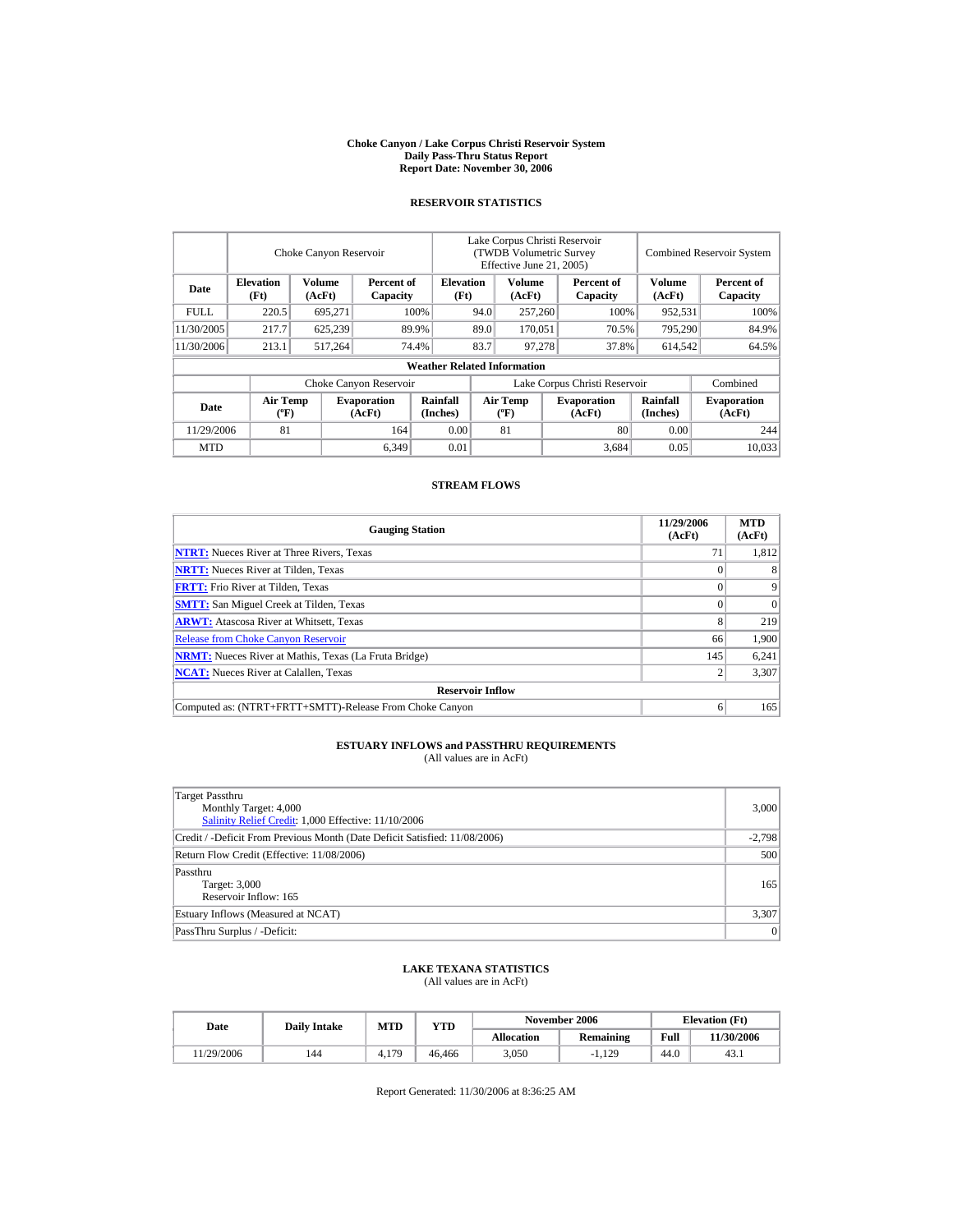**Choke Canyon / Lake Corpus Christi Reservoir System**
**Daily Pass-Thru Status Report**
**Report Date: November 30, 2006**

## RESERVOIR STATISTICS

| | Choke Canyon Reservoir | | | Lake Corpus Christi Reservoir (TWDB Volumetric Survey Effective June 21, 2005) | | | Combined Reservoir System | |
|---|---|---|---|---|---|---|---|---|
| **Date** | **Elevation (Ft)** | **Volume (AcFt)** | **Percent of Capacity** | **Elevation (Ft)** | **Volume (AcFt)** | **Percent of Capacity** | **Volume (AcFt)** | **Percent of Capacity** |
| FULL | 220.5 | 695,271 | 100% | 94.0 | 257,260 | 100% | 952,531 | 100% |
| 11/30/2005 | 217.7 | 625,239 | 89.9% | 89.0 | 170,051 | 70.5% | 795,290 | 84.9% |
| 11/30/2006 | 213.1 | 517,264 | 74.4% | 83.7 | 97,278 | 37.8% | 614,542 | 64.5% |

**Weather Related Information**

| | Choke Canyon Reservoir | | | Lake Corpus Christi Reservoir | | | Combined |
|---|---|---|---|---|---|---|---|
| **Date** | **Air Temp (ºF)** | **Evaporation (AcFt)** | **Rainfall (Inches)** | **Air Temp (ºF)** | **Evaporation (AcFt)** | **Rainfall (Inches)** | **Evaporation (AcFt)** |
| 11/29/2006 | 81 | 164 | 0.00 | 81 | 80 | 0.00 | 244 |
| MTD | | 6,349 | 0.01 | | 3,684 | 0.05 | 10,033 |

## STREAM FLOWS

| Gauging Station | 11/29/2006 (AcFt) | MTD (AcFt) |
|---|---|---|
| NTRT: Nueces River at Three Rivers, Texas | 71 | 1,812 |
| NRTT: Nueces River at Tilden, Texas | 0 | 8 |
| FRTT: Frio River at Tilden, Texas | 0 | 9 |
| SMTT: San Miguel Creek at Tilden, Texas | 0 | 0 |
| ARWT: Atascosa River at Whitsett, Texas | 8 | 219 |
| Release from Choke Canyon Reservoir | 66 | 1,900 |
| NRMT: Nueces River at Mathis, Texas (La Fruta Bridge) | 145 | 6,241 |
| NCAT: Nueces River at Calallen, Texas | 2 | 3,307 |
| **Reservoir Inflow** | | |
| Computed as: (NTRT+FRTT+SMTT)-Release From Choke Canyon | 6 | 165 |

## ESTUARY INFLOWS and PASSTHRU REQUIREMENTS
(All values are in AcFt)

| | |
|---|---|
| Target Passthru<br>Monthly Target: 4,000<br>Salinity Relief Credit: 1,000 Effective: 11/10/2006 | 3,000 |
| Credit / -Deficit From Previous Month (Date Deficit Satisfied: 11/08/2006) | -2,798 |
| Return Flow Credit (Effective: 11/08/2006) | 500 |
| Passthru<br>Target: 3,000<br>Reservoir Inflow: 165 | 165 |
| Estuary Inflows (Measured at NCAT) | 3,307 |
| PassThru Surplus / -Deficit: | 0 |

## LAKE TEXANA STATISTICS
(All values are in AcFt)

| Date | Daily Intake | MTD | YTD | November 2006 | | Elevation (Ft) | |
|---|---|---|---|---|---|---|---|
| | | | | **Allocation** | **Remaining** | **Full** | **11/30/2006** |
| 11/29/2006 | 144 | 4,179 | 46,466 | 3,050 | -1,129 | 44.0 | 43.1 |

Report Generated: 11/30/2006 at 8:36:25 AM